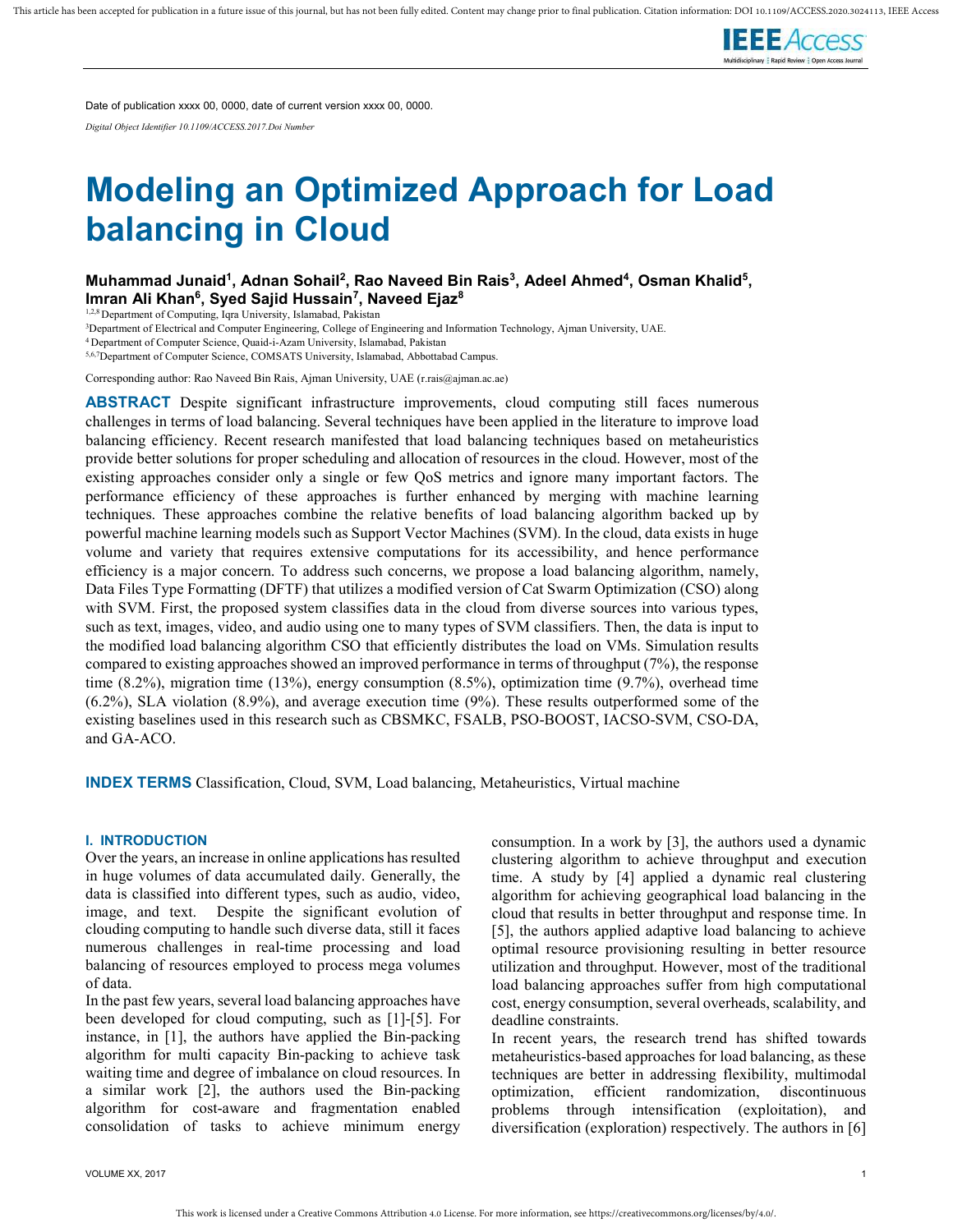Date of publication xxxx 00, 0000, date of current version xxxx 00, 0000.

*Digital Object Identifier 10.1109/ACCESS.2017.Doi Number*

# Modeling an Optimized Approach for Load balancing in Cloud

**Muhammad Junaid[1], Adnan Sohail[2], Rao Naveed Bin Rais[3], Adeel Ahmed[4], Osman Khalid[5], Imran Ali Khan[6], Syed Sajid Hussain[7], Naveed Ejaz[8]**

[1,2,8] Department of Computing, Iqra University, Islamabad, Pakistan

[3]Department of Electrical and Computer Engineering, College of Engineering and Information Technology, Ajman University, UAE.

[4] Department of Computer Science, Quaid-i-Azam University, Islamabad, Pakistan

[5,6,7]Department of Computer Science, COMSATS University, Islamabad, Abbottabad Campus.

Corresponding author: Rao Naveed Bin Rais, Ajman University, UAE (r.rais@ajman.ac.ae)

**ABSTRACT** Despite significant infrastructure improvements, cloud computing still faces numerous challenges in terms of load balancing. Several techniques have been applied in the literature to improve load balancing efficiency. Recent research manifested that load balancing techniques based on metaheuristics provide better solutions for proper scheduling and allocation of resources in the cloud. However, most of the existing approaches consider only a single or few QoS metrics and ignore many important factors. The performance efficiency of these approaches is further enhanced by merging with machine learning techniques. These approaches combine the relative benefits of load balancing algorithm backed up by powerful machine learning models such as Support Vector Machines (SVM). In the cloud, data exists in huge volume and variety that requires extensive computations for its accessibility, and hence performance efficiency is a major concern. To address such concerns, we propose a load balancing algorithm, namely, Data Files Type Formatting (DFTF) that utilizes a modified version of Cat Swarm Optimization (CSO) along with SVM. First, the proposed system classifies data in the cloud from diverse sources into various types, such as text, images, video, and audio using one to many types of SVM classifiers. Then, the data is input to the modified load balancing algorithm CSO that efficiently distributes the load on VMs. Simulation results compared to existing approaches showed an improved performance in terms of throughput (7%), the response time (8.2%), migration time (13%), energy consumption (8.5%), optimization time (9.7%), overhead time (6.2%), SLA violation (8.9%), and average execution time (9%). These results outperformed some of the existing baselines used in this research such as CBSMKC, FSALB, PSO-BOOST, IACSO-SVM, CSO-DA, and GA-ACO.

**INDEX TERMS** Classification, Cloud, SVM, Load balancing, Metaheuristics, Virtual machine

## I. INTRODUCTION

Over the years, an increase in online applications has resulted in huge volumes of data accumulated daily. Generally, the data is classified into different types, such as audio, video, image, and text. Despite the significant evolution of clouding computing to handle such diverse data, still it faces numerous challenges in real-time processing and load balancing of resources employed to process mega volumes of data.

In the past few years, several load balancing approaches have been developed for cloud computing, such as [1]-[5]. For instance, in [1], the authors have applied the Bin-packing algorithm for multi capacity Bin-packing to achieve task waiting time and degree of imbalance on cloud resources. In a similar work [2], the authors used the Bin-packing algorithm for cost-aware and fragmentation enabled consolidation of tasks to achieve minimum energy consumption. In a work by [3], the authors used a dynamic clustering algorithm to achieve throughput and execution time. A study by [4] applied a dynamic real clustering algorithm for achieving geographical load balancing in the cloud that results in better throughput and response time. In [5], the authors applied adaptive load balancing to achieve optimal resource provisioning resulting in better resource utilization and throughput. However, most of the traditional load balancing approaches suffer from high computational cost, energy consumption, several overheads, scalability, and deadline constraints.

In recent years, the research trend has shifted towards metaheuristics-based approaches for load balancing, as these techniques are better in addressing flexibility, multimodal optimization, efficient randomization, discontinuous problems through intensification (exploitation), and diversification (exploration) respectively. The authors in [6]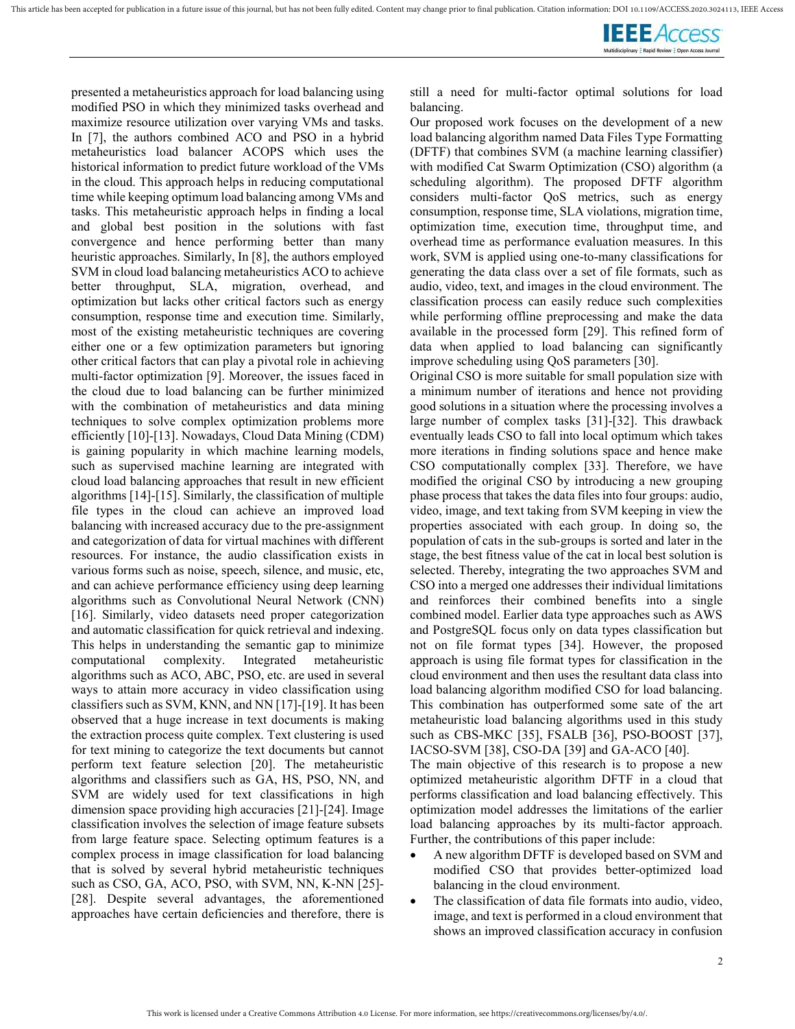presented a metaheuristics approach for load balancing using modified PSO in which they minimized tasks overhead and maximize resource utilization over varying VMs and tasks. In [7], the authors combined ACO and PSO in a hybrid metaheuristics load balancer ACOPS which uses the historical information to predict future workload of the VMs in the cloud. This approach helps in reducing computational time while keeping optimum load balancing among VMs and tasks. This metaheuristic approach helps in finding a local and global best position in the solutions with fast convergence and hence performing better than many heuristic approaches. Similarly, In [8], the authors employed SVM in cloud load balancing metaheuristics ACO to achieve better throughput, SLA, migration, overhead, and optimization but lacks other critical factors such as energy consumption, response time and execution time. Similarly, most of the existing metaheuristic techniques are covering either one or a few optimization parameters but ignoring other critical factors that can play a pivotal role in achieving multi-factor optimization [9]. Moreover, the issues faced in the cloud due to load balancing can be further minimized with the combination of metaheuristics and data mining techniques to solve complex optimization problems more efficiently [10]-[13]. Nowadays, Cloud Data Mining (CDM) is gaining popularity in which machine learning models, such as supervised machine learning are integrated with cloud load balancing approaches that result in new efficient algorithms [14]-[15]. Similarly, the classification of multiple file types in the cloud can achieve an improved load balancing with increased accuracy due to the pre-assignment and categorization of data for virtual machines with different resources. For instance, the audio classification exists in various forms such as noise, speech, silence, and music, etc, and can achieve performance efficiency using deep learning algorithms such as Convolutional Neural Network (CNN) [16]. Similarly, video datasets need proper categorization and automatic classification for quick retrieval and indexing. This helps in understanding the semantic gap to minimize computational complexity. Integrated metaheuristic algorithms such as ACO, ABC, PSO, etc. are used in several ways to attain more accuracy in video classification using classifiers such as SVM, KNN, and NN [17]-[19]. It has been observed that a huge increase in text documents is making the extraction process quite complex. Text clustering is used for text mining to categorize the text documents but cannot perform text feature selection [20]. The metaheuristic algorithms and classifiers such as GA, HS, PSO, NN, and SVM are widely used for text classifications in high dimension space providing high accuracies [21]-[24]. Image classification involves the selection of image feature subsets from large feature space. Selecting optimum features is a complex process in image classification for load balancing that is solved by several hybrid metaheuristic techniques such as CSO, GA, ACO, PSO, with SVM, NN, K-NN [25]-[28]. Despite several advantages, the aforementioned approaches have certain deficiencies and therefore, there is still a need for multi-factor optimal solutions for load balancing.

Our proposed work focuses on the development of a new load balancing algorithm named Data Files Type Formatting (DFTF) that combines SVM (a machine learning classifier) with modified Cat Swarm Optimization (CSO) algorithm (a scheduling algorithm). The proposed DFTF algorithm considers multi-factor QoS metrics, such as energy consumption, response time, SLA violations, migration time, optimization time, execution time, throughput time, and overhead time as performance evaluation measures. In this work, SVM is applied using one-to-many classifications for generating the data class over a set of file formats, such as audio, video, text, and images in the cloud environment. The classification process can easily reduce such complexities while performing offline preprocessing and make the data available in the processed form [29]. This refined form of data when applied to load balancing can significantly improve scheduling using QoS parameters [30].

Original CSO is more suitable for small population size with a minimum number of iterations and hence not providing good solutions in a situation where the processing involves a large number of complex tasks [31]-[32]. This drawback eventually leads CSO to fall into local optimum which takes more iterations in finding solutions space and hence make CSO computationally complex [33]. Therefore, we have modified the original CSO by introducing a new grouping phase process that takes the data files into four groups: audio, video, image, and text taking from SVM keeping in view the properties associated with each group. In doing so, the population of cats in the sub-groups is sorted and later in the stage, the best fitness value of the cat in local best solution is selected. Thereby, integrating the two approaches SVM and CSO into a merged one addresses their individual limitations and reinforces their combined benefits into a single combined model. Earlier data type approaches such as AWS and PostgreSQL focus only on data types classification but not on file format types [34]. However, the proposed approach is using file format types for classification in the cloud environment and then uses the resultant data class into load balancing algorithm modified CSO for load balancing. This combination has outperformed some sate of the art metaheuristic load balancing algorithms used in this study such as CBS-MKC [35], FSALB [36], PSO-BOOST [37], IACSO-SVM [38], CSO-DA [39] and GA-ACO [40].

The main objective of this research is to propose a new optimized metaheuristic algorithm DFTF in a cloud that performs classification and load balancing effectively. This optimization model addresses the limitations of the earlier load balancing approaches by its multi-factor approach. Further, the contributions of this paper include:

- A new algorithm DFTF is developed based on SVM and modified CSO that provides better-optimized load balancing in the cloud environment.
- The classification of data file formats into audio, video, image, and text is performed in a cloud environment that shows an improved classification accuracy in confusion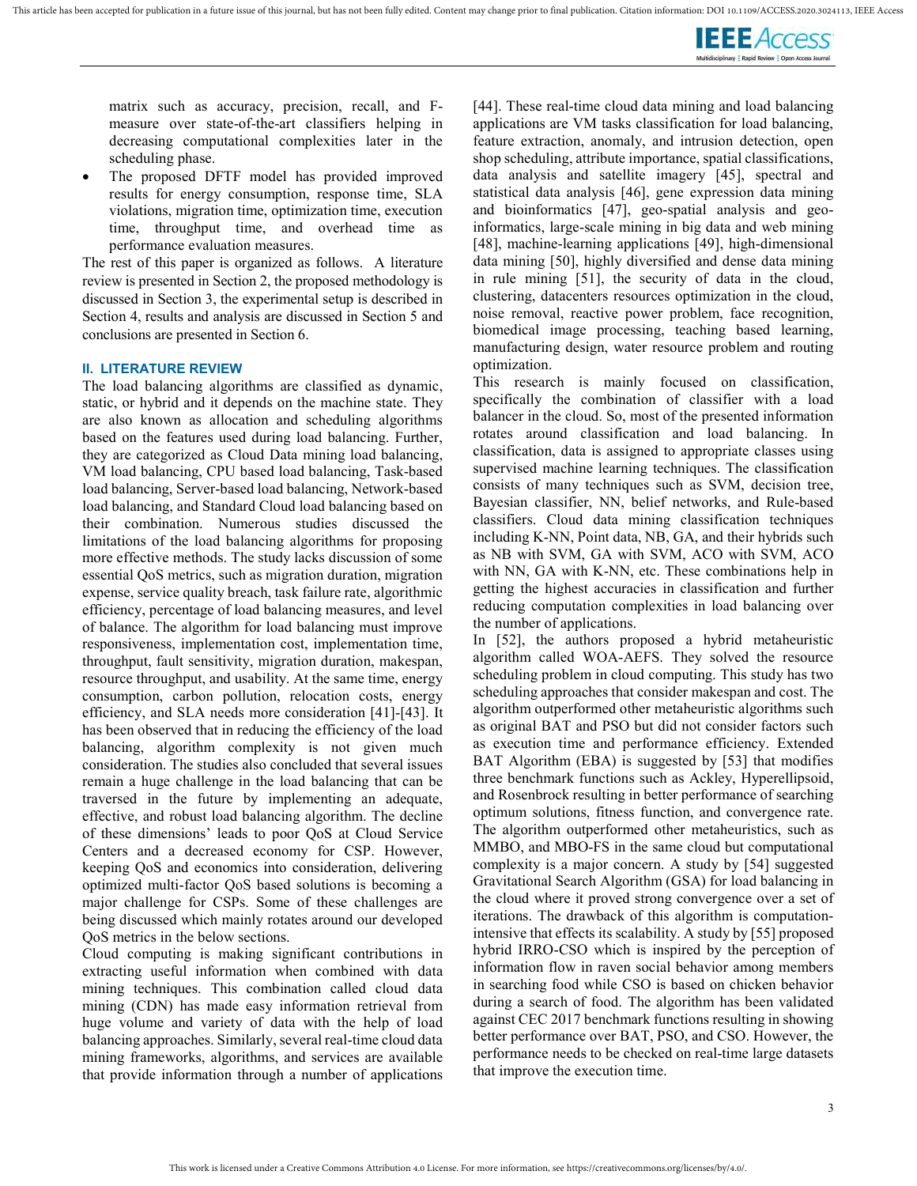matrix such as accuracy, precision, recall, and F-measure over state-of-the-art classifiers helping in decreasing computational complexities later in the scheduling phase.

- The proposed DFTF model has provided improved results for energy consumption, response time, SLA violations, migration time, optimization time, execution time, throughput time, and overhead time as performance evaluation measures.

The rest of this paper is organized as follows. A literature review is presented in Section 2, the proposed methodology is discussed in Section 3, the experimental setup is described in Section 4, results and analysis are discussed in Section 5 and conclusions are presented in Section 6.

## II. LITERATURE REVIEW

The load balancing algorithms are classified as dynamic, static, or hybrid and it depends on the machine state. They are also known as allocation and scheduling algorithms based on the features used during load balancing. Further, they are categorized as Cloud Data mining load balancing, VM load balancing, CPU based load balancing, Task-based load balancing, Server-based load balancing, Network-based load balancing, and Standard Cloud load balancing based on their combination. Numerous studies discussed the limitations of the load balancing algorithms for proposing more effective methods. The study lacks discussion of some essential QoS metrics, such as migration duration, migration expense, service quality breach, task failure rate, algorithmic efficiency, percentage of load balancing measures, and level of balance. The algorithm for load balancing must improve responsiveness, implementation cost, implementation time, throughput, fault sensitivity, migration duration, makespan, resource throughput, and usability. At the same time, energy consumption, carbon pollution, relocation costs, energy efficiency, and SLA needs more consideration [41]-[43]. It has been observed that in reducing the efficiency of the load balancing, algorithm complexity is not given much consideration. The studies also concluded that several issues remain a huge challenge in the load balancing that can be traversed in the future by implementing an adequate, effective, and robust load balancing algorithm. The decline of these dimensions' leads to poor QoS at Cloud Service Centers and a decreased economy for CSP. However, keeping QoS and economics into consideration, delivering optimized multi-factor QoS based solutions is becoming a major challenge for CSPs. Some of these challenges are being discussed which mainly rotates around our developed QoS metrics in the below sections.

Cloud computing is making significant contributions in extracting useful information when combined with data mining techniques. This combination called cloud data mining (CDN) has made easy information retrieval from huge volume and variety of data with the help of load balancing approaches. Similarly, several real-time cloud data mining frameworks, algorithms, and services are available that provide information through a number of applications [44]. These real-time cloud data mining and load balancing applications are VM tasks classification for load balancing, feature extraction, anomaly, and intrusion detection, open shop scheduling, attribute importance, spatial classifications, data analysis and satellite imagery [45], spectral and statistical data analysis [46], gene expression data mining and bioinformatics [47], geo-spatial analysis and geo-informatics, large-scale mining in big data and web mining [48], machine-learning applications [49], high-dimensional data mining [50], highly diversified and dense data mining in rule mining [51], the security of data in the cloud, clustering, datacenters resources optimization in the cloud, noise removal, reactive power problem, face recognition, biomedical image processing, teaching based learning, manufacturing design, water resource problem and routing optimization.

This research is mainly focused on classification, specifically the combination of classifier with a load balancer in the cloud. So, most of the presented information rotates around classification and load balancing. In classification, data is assigned to appropriate classes using supervised machine learning techniques. The classification consists of many techniques such as SVM, decision tree, Bayesian classifier, NN, belief networks, and Rule-based classifiers. Cloud data mining classification techniques including K-NN, Point data, NB, GA, and their hybrids such as NB with SVM, GA with SVM, ACO with SVM, ACO with NN, GA with K-NN, etc. These combinations help in getting the highest accuracies in classification and further reducing computation complexities in load balancing over the number of applications.

In [52], the authors proposed a hybrid metaheuristic algorithm called WOA-AEFS. They solved the resource scheduling problem in cloud computing. This study has two scheduling approaches that consider makespan and cost. The algorithm outperformed other metaheuristic algorithms such as original BAT and PSO but did not consider factors such as execution time and performance efficiency. Extended BAT Algorithm (EBA) is suggested by [53] that modifies three benchmark functions such as Ackley, Hyperellipsoid, and Rosenbrock resulting in better performance of searching optimum solutions, fitness function, and convergence rate. The algorithm outperformed other metaheuristics, such as MMBO, and MBO-FS in the same cloud but computational complexity is a major concern. A study by [54] suggested Gravitational Search Algorithm (GSA) for load balancing in the cloud where it proved strong convergence over a set of iterations. The drawback of this algorithm is computation-intensive that effects its scalability. A study by [55] proposed hybrid IRRO-CSO which is inspired by the perception of information flow in raven social behavior among members in searching food while CSO is based on chicken behavior during a search of food. The algorithm has been validated against CEC 2017 benchmark functions resulting in showing better performance over BAT, PSO, and CSO. However, the performance needs to be checked on real-time large datasets that improve the execution time.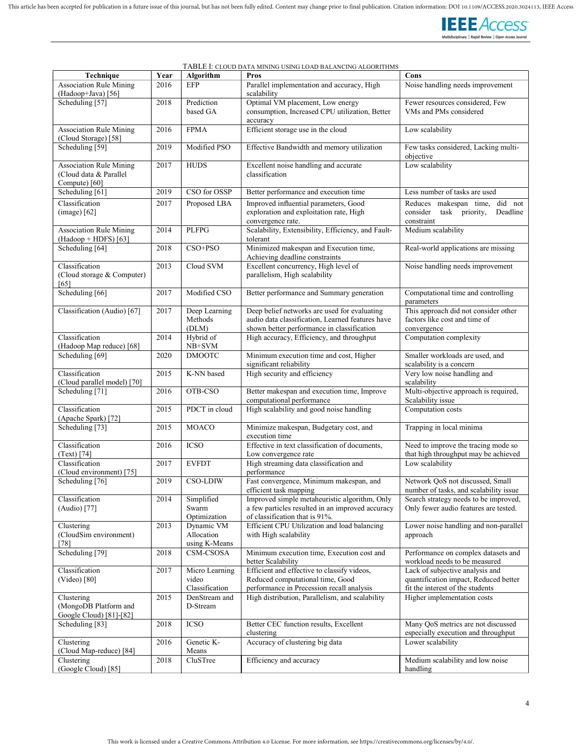TABLE I: CLOUD DATA MINING USING LOAD BALANCING ALGORITHMS

| Technique | Year | Algorithm | Pros | Cons |
|---|---|---|---|---|
| Association Rule Mining (Hadoop+Java) [56] | 2016 | EFP | Parallel implementation and accuracy, High scalability | Noise handling needs improvement |
| Scheduling [57] | 2018 | Prediction based GA | Optimal VM placement, Low energy consumption, Increased CPU utilization, Better accuracy | Fewer resources considered, Few VMs and PMs considered |
| Association Rule Mining (Cloud Storage) [58] | 2016 | FPMA | Efficient storage use in the cloud | Low scalability |
| Scheduling [59] | 2019 | Modified PSO | Effective Bandwidth and memory utilization | Few tasks considered, Lacking multi-objective |
| Association Rule Mining (Cloud data & Parallel Compute) [60] | 2017 | HUDS | Excellent noise handling and accurate classification | Low scalability |
| Scheduling [61] | 2019 | CSO for OSSP | Better performance and execution time | Less number of tasks are used |
| Classification (image) [62] | 2017 | Proposed LBA | Improved influential parameters, Good exploration and exploitation rate, High convergence rate. | Reduces makespan time, did not consider task priority, Deadline constraint |
| Association Rule Mining (Hadoop + HDFS) [63] | 2014 | PLFPG | Scalability, Extensibility, Efficiency, and Fault-tolerant | Medium scalability |
| Scheduling [64] | 2018 | CSO+PSO | Minimized makespan and Execution time, Achieving deadline constraints | Real-world applications are missing |
| Classification (Cloud storage & Computer) [65] | 2013 | Cloud SVM | Excellent concurrency, High level of parallelism, High scalability | Noise handling needs improvement |
| Scheduling [66] | 2017 | Modified CSO | Better performance and Summary generation | Computational time and controlling parameters |
| Classification (Audio) [67] | 2017 | Deep Learning Methods (DLM) | Deep belief networks are used for evaluating audio data classification, Learned features have shown better performance in classification | This approach did not consider other factors like cost and time of convergence |
| Classification (Hadoop Map reduce) [68] | 2014 | Hybrid of NB+SVM | High accuracy, Efficiency, and throughput | Computation complexity |
| Scheduling [69] | 2020 | DMOOTC | Minimum execution time and cost, Higher significant reliability | Smaller workloads are used, and scalability is a concern |
| Classification (Cloud parallel model) [70] | 2015 | K-NN based | High security and efficiency | Very low noise handling and scalability |
| Scheduling [71] | 2016 | OTB-CSO | Better makespan and execution time, Improve computational performance | Multi-objective approach is required, Scalability issue |
| Classification (Apache Spark) [72] | 2015 | PDCT in cloud | High scalability and good noise handling | Computation costs |
| Scheduling [73] | 2015 | MOACO | Minimize makespan, Budgetary cost, and execution time | Trapping in local minima |
| Classification (Text) [74] | 2016 | ICSO | Effective in text classification of documents, Low convergence rate | Need to improve the tracing mode so that high throughput may be achieved |
| Classification (Cloud environment) [75] | 2017 | EVFDT | High streaming data classification and performance | Low scalability |
| Scheduling [76] | 2019 | CSO-LDIW | Fast convergence, Minimum makespan, and efficient task mapping | Network QoS not discussed, Small number of tasks, and scalability issue |
| Classification (Audio) [77] | 2014 | Simplified Swarm Optimization | Improved simple metaheuristic algorithm, Only a few particles resulted in an improved accuracy of classification that is 91%. | Search strategy needs to be improved, Only fewer audio features are tested. |
| Clustering (CloudSim environment) [78] | 2013 | Dynamic VM Allocation using K-Means | Efficient CPU Utilization and load balancing with High scalability | Lower noise handling and non-parallel approach |
| Scheduling [79] | 2018 | CSM-CSOSA | Minimum execution time, Execution cost and better Scalability | Performance on complex datasets and workload needs to be measured |
| Classification (Video) [80] | 2017 | Micro Learning video Classification | Efficient and effective to classify videos, Reduced computational time, Good performance in Precession recall analysis | Lack of subjective analysis and quantification impact, Reduced better fit the interest of the students |
| Clustering (MongoDB Platform and Google Cloud) [81]-[82] | 2015 | DenStream and D-Stream | High distribution, Parallelism, and scalability | Higher implementation costs |
| Scheduling [83] | 2018 | ICSO | Better CEC function results, Excellent clustering | Many QoS metrics are not discussed especially execution and throughput |
| Clustering (Cloud Map-reduce) [84] | 2016 | Genetic K-Means | Accuracy of clustering big data | Lower scalability |
| Clustering (Google Cloud) [85] | 2018 | CluSTree | Efficiency and accuracy | Medium scalability and low noise handling |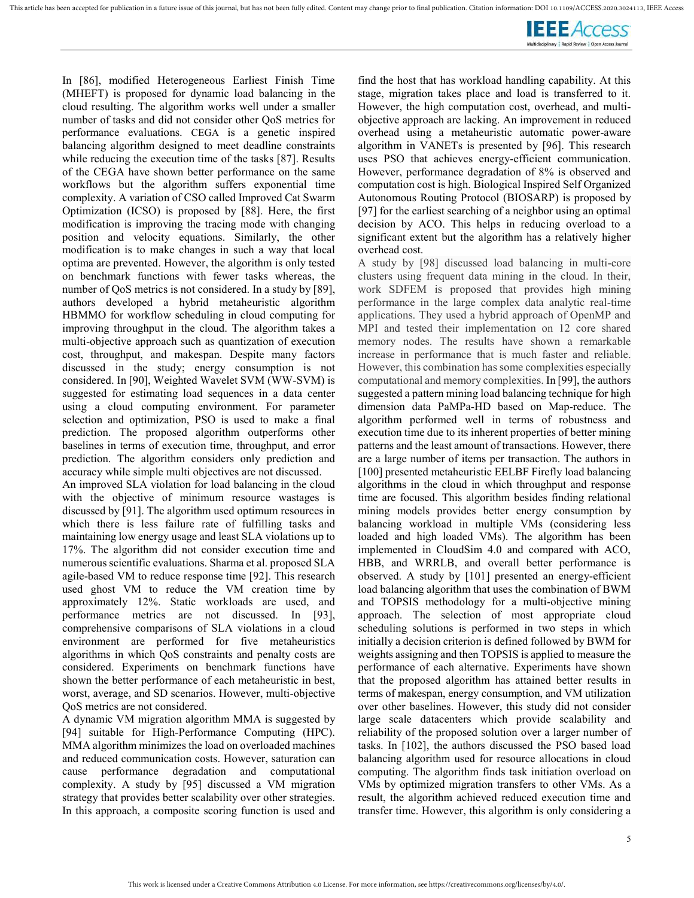In [86], modified Heterogeneous Earliest Finish Time (MHEFT) is proposed for dynamic load balancing in the cloud resulting. The algorithm works well under a smaller number of tasks and did not consider other QoS metrics for performance evaluations. CEGA is a genetic inspired balancing algorithm designed to meet deadline constraints while reducing the execution time of the tasks [87]. Results of the CEGA have shown better performance on the same workflows but the algorithm suffers exponential time complexity. A variation of CSO called Improved Cat Swarm Optimization (ICSO) is proposed by [88]. Here, the first modification is improving the tracing mode with changing position and velocity equations. Similarly, the other modification is to make changes in such a way that local optima are prevented. However, the algorithm is only tested on benchmark functions with fewer tasks whereas, the number of QoS metrics is not considered. In a study by [89], authors developed a hybrid metaheuristic algorithm HBMMO for workflow scheduling in cloud computing for improving throughput in the cloud. The algorithm takes a multi-objective approach such as quantization of execution cost, throughput, and makespan. Despite many factors discussed in the study; energy consumption is not considered. In [90], Weighted Wavelet SVM (WW-SVM) is suggested for estimating load sequences in a data center using a cloud computing environment. For parameter selection and optimization, PSO is used to make a final prediction. The proposed algorithm outperforms other baselines in terms of execution time, throughput, and error prediction. The algorithm considers only prediction and accuracy while simple multi objectives are not discussed.

An improved SLA violation for load balancing in the cloud with the objective of minimum resource wastages is discussed by [91]. The algorithm used optimum resources in which there is less failure rate of fulfilling tasks and maintaining low energy usage and least SLA violations up to 17%. The algorithm did not consider execution time and numerous scientific evaluations. Sharma et al. proposed SLA agile-based VM to reduce response time [92]. This research used ghost VM to reduce the VM creation time by approximately 12%. Static workloads are used, and performance metrics are not discussed. In [93], comprehensive comparisons of SLA violations in a cloud environment are performed for five metaheuristics algorithms in which QoS constraints and penalty costs are considered. Experiments on benchmark functions have shown the better performance of each metaheuristic in best, worst, average, and SD scenarios. However, multi-objective QoS metrics are not considered.

A dynamic VM migration algorithm MMA is suggested by [94] suitable for High-Performance Computing (HPC). MMA algorithm minimizes the load on overloaded machines and reduced communication costs. However, saturation can cause performance degradation and computational complexity. A study by [95] discussed a VM migration strategy that provides better scalability over other strategies. In this approach, a composite scoring function is used and find the host that has workload handling capability. At this stage, migration takes place and load is transferred to it. However, the high computation cost, overhead, and multi-objective approach are lacking. An improvement in reduced overhead using a metaheuristic automatic power-aware algorithm in VANETs is presented by [96]. This research uses PSO that achieves energy-efficient communication. However, performance degradation of 8% is observed and computation cost is high. Biological Inspired Self Organized Autonomous Routing Protocol (BIOSARP) is proposed by [97] for the earliest searching of a neighbor using an optimal decision by ACO. This helps in reducing overload to a significant extent but the algorithm has a relatively higher overhead cost.

A study by [98] discussed load balancing in multi-core clusters using frequent data mining in the cloud. In their, work SDFEM is proposed that provides high mining performance in the large complex data analytic real-time applications. They used a hybrid approach of OpenMP and MPI and tested their implementation on 12 core shared memory nodes. The results have shown a remarkable increase in performance that is much faster and reliable. However, this combination has some complexities especially computational and memory complexities. In [99], the authors suggested a pattern mining load balancing technique for high dimension data PaMPa-HD based on Map-reduce. The algorithm performed well in terms of robustness and execution time due to its inherent properties of better mining patterns and the least amount of transactions. However, there are a large number of items per transaction. The authors in [100] presented metaheuristic EELBF Firefly load balancing algorithms in the cloud in which throughput and response time are focused. This algorithm besides finding relational mining models provides better energy consumption by balancing workload in multiple VMs (considering less loaded and high loaded VMs). The algorithm has been implemented in CloudSim 4.0 and compared with ACO, HBB, and WRRLB, and overall better performance is observed. A study by [101] presented an energy-efficient load balancing algorithm that uses the combination of BWM and TOPSIS methodology for a multi-objective mining approach. The selection of most appropriate cloud scheduling solutions is performed in two steps in which initially a decision criterion is defined followed by BWM for weights assigning and then TOPSIS is applied to measure the performance of each alternative. Experiments have shown that the proposed algorithm has attained better results in terms of makespan, energy consumption, and VM utilization over other baselines. However, this study did not consider large scale datacenters which provide scalability and reliability of the proposed solution over a larger number of tasks. In [102], the authors discussed the PSO based load balancing algorithm used for resource allocations in cloud computing. The algorithm finds task initiation overload on VMs by optimized migration transfers to other VMs. As a result, the algorithm achieved reduced execution time and transfer time. However, this algorithm is only considering a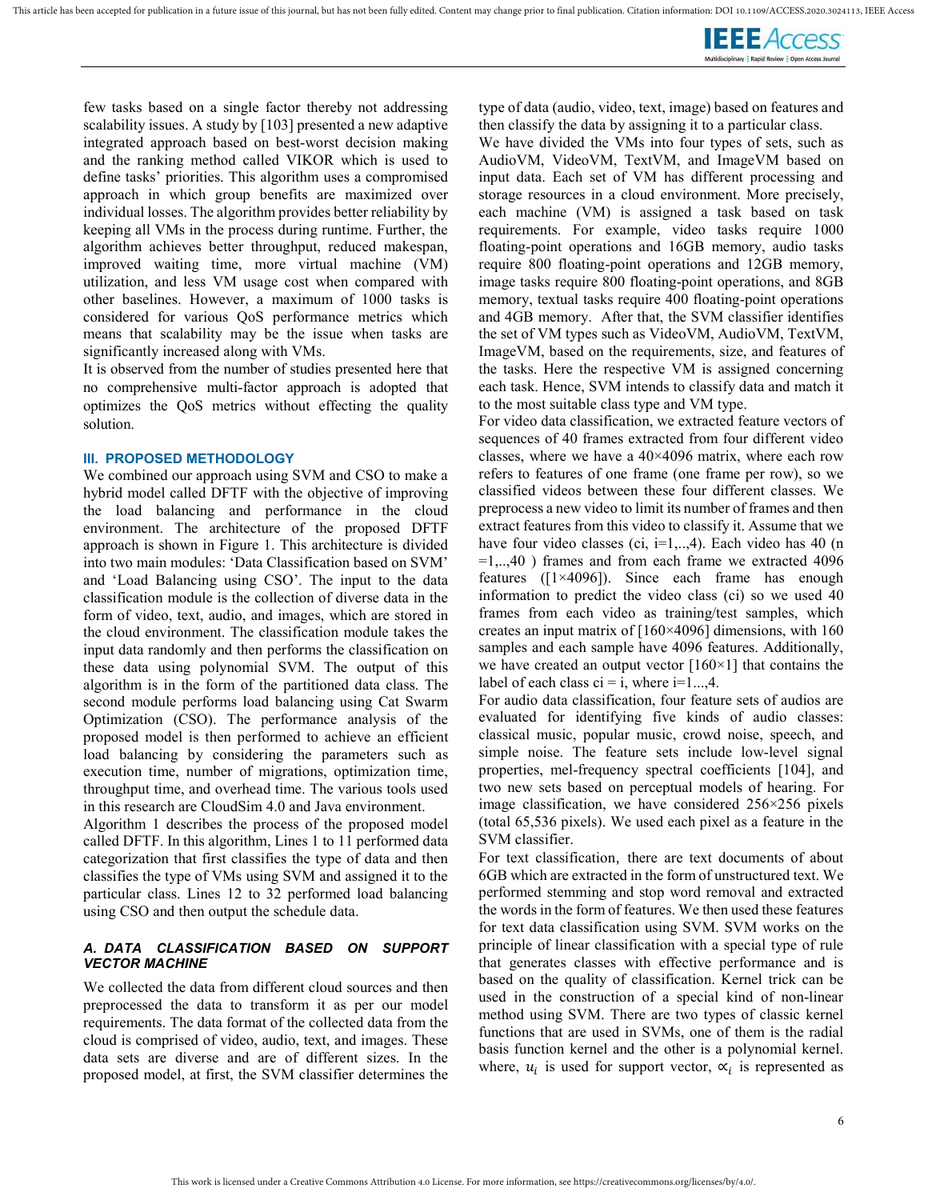few tasks based on a single factor thereby not addressing scalability issues. A study by [103] presented a new adaptive integrated approach based on best-worst decision making and the ranking method called VIKOR which is used to define tasks' priorities. This algorithm uses a compromised approach in which group benefits are maximized over individual losses. The algorithm provides better reliability by keeping all VMs in the process during runtime. Further, the algorithm achieves better throughput, reduced makespan, improved waiting time, more virtual machine (VM) utilization, and less VM usage cost when compared with other baselines. However, a maximum of 1000 tasks is considered for various QoS performance metrics which means that scalability may be the issue when tasks are significantly increased along with VMs.

It is observed from the number of studies presented here that no comprehensive multi-factor approach is adopted that optimizes the QoS metrics without effecting the quality solution.

## III. PROPOSED METHODOLOGY

We combined our approach using SVM and CSO to make a hybrid model called DFTF with the objective of improving the load balancing and performance in the cloud environment. The architecture of the proposed DFTF approach is shown in Figure 1. This architecture is divided into two main modules: 'Data Classification based on SVM' and 'Load Balancing using CSO'. The input to the data classification module is the collection of diverse data in the form of video, text, audio, and images, which are stored in the cloud environment. The classification module takes the input data randomly and then performs the classification on these data using polynomial SVM. The output of this algorithm is in the form of the partitioned data class. The second module performs load balancing using Cat Swarm Optimization (CSO). The performance analysis of the proposed model is then performed to achieve an efficient load balancing by considering the parameters such as execution time, number of migrations, optimization time, throughput time, and overhead time. The various tools used in this research are CloudSim 4.0 and Java environment.

Algorithm 1 describes the process of the proposed model called DFTF. In this algorithm, Lines 1 to 11 performed data categorization that first classifies the type of data and then classifies the type of VMs using SVM and assigned it to the particular class. Lines 12 to 32 performed load balancing using CSO and then output the schedule data.

### *A. DATA CLASSIFICATION BASED ON SUPPORT VECTOR MACHINE*

We collected the data from different cloud sources and then preprocessed the data to transform it as per our model requirements. The data format of the collected data from the cloud is comprised of video, audio, text, and images. These data sets are diverse and are of different sizes. In the proposed model, at first, the SVM classifier determines the type of data (audio, video, text, image) based on features and then classify the data by assigning it to a particular class.

We have divided the VMs into four types of sets, such as AudioVM, VideoVM, TextVM, and ImageVM based on input data. Each set of VM has different processing and storage resources in a cloud environment. More precisely, each machine (VM) is assigned a task based on task requirements. For example, video tasks require 1000 floating-point operations and 16GB memory, audio tasks require 800 floating-point operations and 12GB memory, image tasks require 800 floating-point operations, and 8GB memory, textual tasks require 400 floating-point operations and 4GB memory. After that, the SVM classifier identifies the set of VM types such as VideoVM, AudioVM, TextVM, ImageVM, based on the requirements, size, and features of the tasks. Here the respective VM is assigned concerning each task. Hence, SVM intends to classify data and match it to the most suitable class type and VM type.

For video data classification, we extracted feature vectors of sequences of 40 frames extracted from four different video classes, where we have a 40×4096 matrix, where each row refers to features of one frame (one frame per row), so we classified videos between these four different classes. We preprocess a new video to limit its number of frames and then extract features from this video to classify it. Assume that we have four video classes ($c_i$, i=1,..,4). Each video has 40 (n =1,..,40 ) frames and from each frame we extracted 4096 features ([1×4096]). Since each frame has enough information to predict the video class ($c_i$) so we used 40 frames from each video as training/test samples, which creates an input matrix of [160×4096] dimensions, with 160 samples and each sample have 4096 features. Additionally, we have created an output vector [160×1] that contains the label of each class $c_i = i$, where i=1...,4.

For audio data classification, four feature sets of audios are evaluated for identifying five kinds of audio classes: classical music, popular music, crowd noise, speech, and simple noise. The feature sets include low-level signal properties, mel-frequency spectral coefficients [104], and two new sets based on perceptual models of hearing. For image classification, we have considered 256×256 pixels (total 65,536 pixels). We used each pixel as a feature in the SVM classifier.

For text classification, there are text documents of about 6GB which are extracted in the form of unstructured text. We performed stemming and stop word removal and extracted the words in the form of features. We then used these features for text data classification using SVM. SVM works on the principle of linear classification with a special type of rule that generates classes with effective performance and is based on the quality of classification. Kernel trick can be used in the construction of a special kind of non-linear method using SVM. There are two types of classic kernel functions that are used in SVMs, one of them is the radial basis function kernel and the other is a polynomial kernel. where, $u_i$ is used for support vector, $\propto_i$ is represented as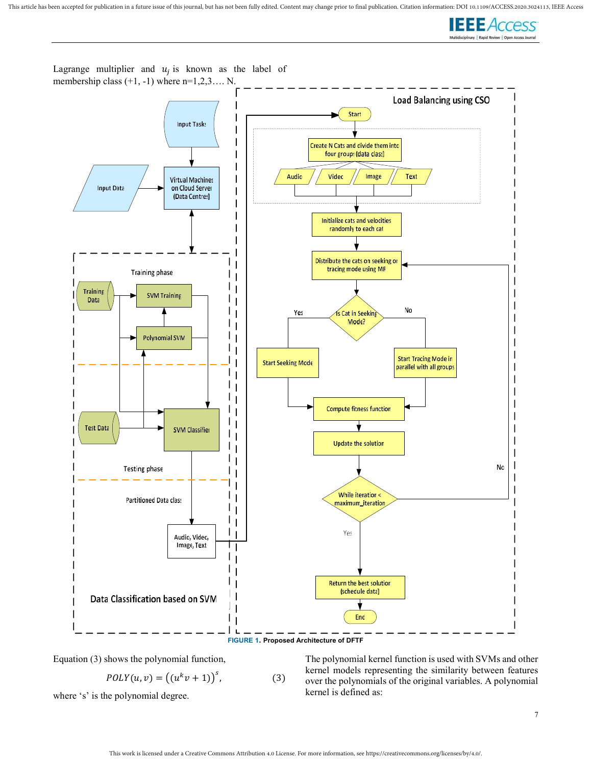Lagrange multiplier and $u_j$ is known as the label of membership class (+1, -1) where n=1,2,3…. N.

**FIGURE 1.** Proposed Architecture of DFTF

Equation (3) shows the polynomial function,

$$POLY(u, v) = \left((u^k v + 1)\right)^s, \quad (3)$$

where 's' is the polynomial degree.

The polynomial kernel function is used with SVMs and other kernel models representing the similarity between features over the polynomials of the original variables. A polynomial kernel is defined as: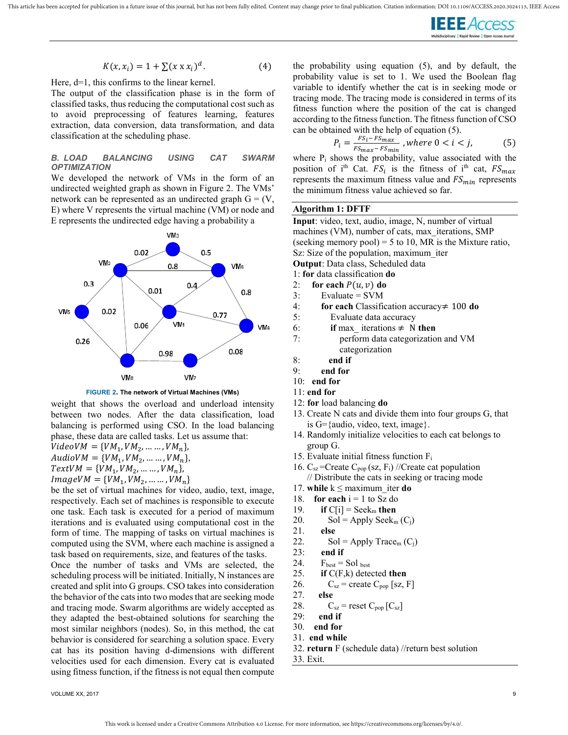$$K(x, x_i) = 1 + \sum (x \text{ x } x_i)^d. \quad (4)$$

Here, d=1, this confirms to the linear kernel.

The output of the classification phase is in the form of classified tasks, thus reducing the computational cost such as to avoid preprocessing of features learning, features extraction, data conversion, data transformation, and data classification at the scheduling phase.

### B. LOAD BALANCING USING CAT SWARM OPTIMIZATION

We developed the network of VMs in the form of an undirected weighted graph as shown in Figure 2. The VMs' network can be represented as an undirected graph G = (V, E) where V represents the virtual machine (VM) or node and E represents the undirected edge having a probability a

FIGURE 2. The network of Virtual Machines (VMs)

weight that shows the overload and underload intensity between two nodes. After the data classification, load balancing is performed using CSO. In the load balancing phase, these data are called tasks. Let us assume that:

$VideoVM = \{VM_1, VM_2, \ldots \ldots, VM_n\}$,
$AudioVM = \{VM_1, VM_2, \ldots \ldots, VM_n\}$,
$TextVM = \{VM_1, VM_2, \ldots \ldots, VM_n\}$,
$ImageVM = \{VM_1, VM_2, \ldots \ldots, VM_n\}$

be the set of virtual machines for video, audio, text, image, respectively. Each set of machines is responsible to execute one task. Each task is executed for a period of maximum iterations and is evaluated using computational cost in the form of time. The mapping of tasks on virtual machines is computed using the SVM, where each machine is assigned a task based on requirements, size, and features of the tasks.

Once the number of tasks and VMs are selected, the scheduling process will be initiated. Initially, N instances are created and split into G groups. CSO takes into consideration the behavior of the cats into two modes that are seeking mode and tracing mode. Swarm algorithms are widely accepted as they adapted the best-obtained solutions for searching the most similar neighbors (nodes). So, in this method, the cat behavior is considered for searching a solution space. Every cat has its position having d-dimensions with different velocities used for each dimension. Every cat is evaluated using fitness function, if the fitness is not equal then compute the probability using equation (5), and by default, the probability value is set to 1. We used the Boolean flag variable to identify whether the cat is in seeking mode or tracing mode. The tracing mode is considered in terms of its fitness function where the position of the cat is changed according to the fitness function. The fitness function of CSO can be obtained with the help of equation (5).

$$P_i = \frac{FS_i - FS_{max}}{FS_{max} - FS_{min}}, where\ 0 < i < j, \quad (5)$$

where $P_i$ shows the probability, value associated with the position of $i^{th}$ Cat. $FS_i$ is the fitness of $i^{th}$ cat, $FS_{max}$ represents the maximum fitness value and $FS_{min}$ represents the minimum fitness value achieved so far.

**Algorithm 1: DFTF**

**Input**: video, text, audio, image, N, number of virtual machines (VM), number of cats, max_iterations, SMP (seeking memory pool) = 5 to 10, MR is the Mixture ratio, Sz: Size of the population, maximum_iter

**Output**: Data class, Scheduled data

1: **for** data classification **do**
2: **for each** $P(u, v)$ **do**
3: Evaluate = SVM
4: **for each** Classification accuracy≠ 100 **do**
5: Evaluate data accuracy
6: **if** max_ iterations ≠ N **then**
7: perform data categorization and VM categorization
8: **end if**
9: **end for**
10: **end for**
11: **end for**
12: **for** load balancing **do**
13. Create N cats and divide them into four groups G, that is G={audio, video, text, image}.
14. Randomly initialize velocities to each cat belongs to group G.
15. Evaluate initial fitness function $F_i$
16. $C_{sz}$ =Create $C_{pop}$ (sz, $F_i$) //Create cat population // Distribute the cats in seeking or tracing mode
17. **while** k ≤ maximum_iter **do**
18. **for each** i = 1 to Sz do
19. **if** C[i] = $Seek_m$ **then**
20. Sol = Apply $Seek_m$ ($C_j$)
21. **else**
22. Sol = Apply $Trace_m$ ($C_j$)
23: **end if**
24. $F_{best}$ = Sol $_{best}$
25. **if** C(F,k) detected **then**
26. $C_{sz}$ = create $C_{pop}$ [sz, F]
27. **else**
28. $C_{sz}$ = reset $C_{pop}$ [$C_{sz}$]
29: **end if**
30. **end for**
31. **end while**
32. **return** F (schedule data) //return best solution
33. Exit.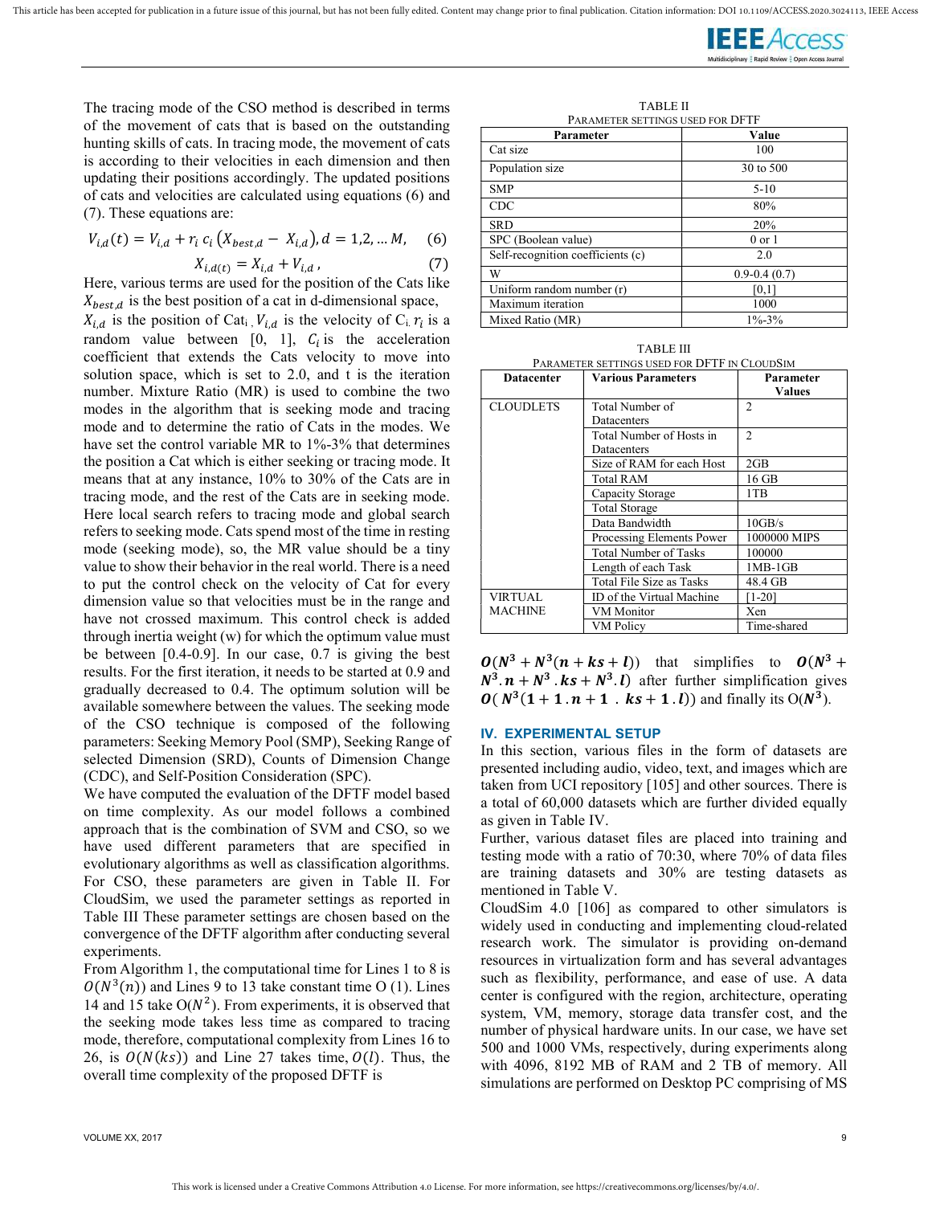The tracing mode of the CSO method is described in terms of the movement of cats that is based on the outstanding hunting skills of cats. In tracing mode, the movement of cats is according to their velocities in each dimension and then updating their positions accordingly. The updated positions of cats and velocities are calculated using equations (6) and (7). These equations are:

$$V_{i,d}(t) = V_{i,d} + r_i\, c_i \left(X_{best,d} - X_{i,d}\right), d = 1,2, \dots M, \quad (6)$$

$$X_{i,d(t)} = X_{i,d} + V_{i,d}\,, \quad (7)$$

Here, various terms are used for the position of the Cats like $X_{best,d}$ is the best position of a cat in d-dimensional space, $X_{i,d}$ is the position of Cat$_i$ , $V_{i,d}$ is the velocity of C$_i$. $r_i$ is a random value between [0, 1], $C_i$ is the acceleration coefficient that extends the Cats velocity to move into solution space, which is set to 2.0, and t is the iteration number. Mixture Ratio (MR) is used to combine the two modes in the algorithm that is seeking mode and tracing mode and to determine the ratio of Cats in the modes. We have set the control variable MR to 1%-3% that determines the position a Cat which is either seeking or tracing mode. It means that at any instance, 10% to 30% of the Cats are in tracing mode, and the rest of the Cats are in seeking mode. Here local search refers to tracing mode and global search refers to seeking mode. Cats spend most of the time in resting mode (seeking mode), so, the MR value should be a tiny value to show their behavior in the real world. There is a need to put the control check on the velocity of Cat for every dimension value so that velocities must be in the range and have not crossed maximum. This control check is added through inertia weight (w) for which the optimum value must be between [0.4-0.9]. In our case, 0.7 is giving the best results. For the first iteration, it needs to be started at 0.9 and gradually decreased to 0.4. The optimum solution will be available somewhere between the values. The seeking mode of the CSO technique is composed of the following parameters: Seeking Memory Pool (SMP), Seeking Range of selected Dimension (SRD), Counts of Dimension Change (CDC), and Self-Position Consideration (SPC).

We have computed the evaluation of the DFTF model based on time complexity. As our model follows a combined approach that is the combination of SVM and CSO, so we have used different parameters that are specified in evolutionary algorithms as well as classification algorithms. For CSO, these parameters are given in Table II. For CloudSim, we used the parameter settings as reported in Table III These parameter settings are chosen based on the convergence of the DFTF algorithm after conducting several experiments.

From Algorithm 1, the computational time for Lines 1 to 8 is $O(N^3(n))$ and Lines 9 to 13 take constant time O (1). Lines 14 and 15 take O($N^2$). From experiments, it is observed that the seeking mode takes less time as compared to tracing mode, therefore, computational complexity from Lines 16 to 26, is $O(N(ks))$ and Line 27 takes time, $O(l)$. Thus, the overall time complexity of the proposed DFTF is $\boldsymbol{O(N^3 + N^3(n + ks + l))}$ that simplifies to $\boldsymbol{O(N^3 + N^3.n + N^3.ks + N^3.l)}$ after further simplification gives $\boldsymbol{O(N^3(1 + 1.n + 1\ .ks + 1.l))}$ and finally its O($N^3$).

TABLE II
PARAMETER SETTINGS USED FOR DFTF

| Parameter | Value |
|---|---|
| Cat size | 100 |
| Population size | 30 to 500 |
| SMP | 5-10 |
| CDC | 80% |
| SRD | 20% |
| SPC (Boolean value) | 0 or 1 |
| Self-recognition coefficients (c) | 2.0 |
| W | 0.9-0.4 (0.7) |
| Uniform random number (r) | [0,1] |
| Maximum iteration | 1000 |
| Mixed Ratio (MR) | 1%-3% |

TABLE III
PARAMETER SETTINGS USED FOR DFTF IN CLOUDSIM

| Datacenter | Various Parameters | Parameter Values |
|---|---|---|
| CLOUDLETS | Total Number of Datacenters | 2 |
| | Total Number of Hosts in Datacenters | 2 |
| | Size of RAM for each Host | 2GB |
| | Total RAM | 16 GB |
| | Capacity Storage | 1TB |
| | Total Storage | |
| | Data Bandwidth | 10GB/s |
| | Processing Elements Power | 1000000 MIPS |
| | Total Number of Tasks | 100000 |
| | Length of each Task | 1MB-1GB |
| | Total File Size as Tasks | 48.4 GB |
| VIRTUAL MACHINE | ID of the Virtual Machine | [1-20] |
| | VM Monitor | Xen |
| | VM Policy | Time-shared |

## IV. EXPERIMENTAL SETUP

In this section, various files in the form of datasets are presented including audio, video, text, and images which are taken from UCI repository [105] and other sources. There is a total of 60,000 datasets which are further divided equally as given in Table IV.

Further, various dataset files are placed into training and testing mode with a ratio of 70:30, where 70% of data files are training datasets and 30% are testing datasets as mentioned in Table V.

CloudSim 4.0 [106] as compared to other simulators is widely used in conducting and implementing cloud-related research work. The simulator is providing on-demand resources in virtualization form and has several advantages such as flexibility, performance, and ease of use. A data center is configured with the region, architecture, operating system, VM, memory, storage data transfer cost, and the number of physical hardware units. In our case, we have set 500 and 1000 VMs, respectively, during experiments along with 4096, 8192 MB of RAM and 2 TB of memory. All simulations are performed on Desktop PC comprising of MS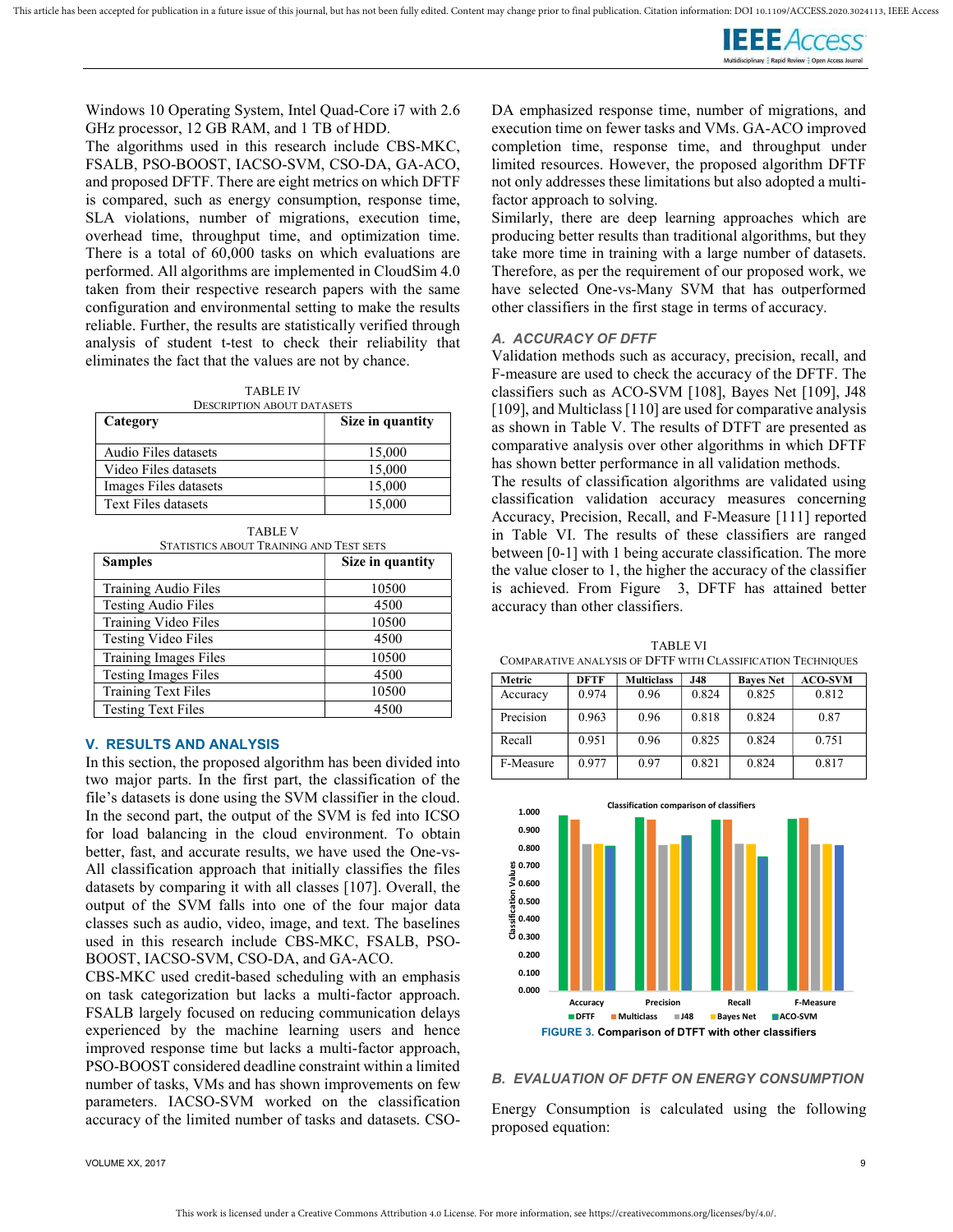Windows 10 Operating System, Intel Quad-Core i7 with 2.6 GHz processor, 12 GB RAM, and 1 TB of HDD.

The algorithms used in this research include CBS-MKC, FSALB, PSO-BOOST, IACSO-SVM, CSO-DA, GA-ACO, and proposed DFTF. There are eight metrics on which DFTF is compared, such as energy consumption, response time, SLA violations, number of migrations, execution time, overhead time, throughput time, and optimization time. There is a total of 60,000 tasks on which evaluations are performed. All algorithms are implemented in CloudSim 4.0 taken from their respective research papers with the same configuration and environmental setting to make the results reliable. Further, the results are statistically verified through analysis of student t-test to check their reliability that eliminates the fact that the values are not by chance.

TABLE IV
DESCRIPTION ABOUT DATASETS

| Category | Size in quantity |
|---|---|
| Audio Files datasets | 15,000 |
| Video Files datasets | 15,000 |
| Images Files datasets | 15,000 |
| Text Files datasets | 15,000 |

TABLE V
STATISTICS ABOUT TRAINING AND TEST SETS

| Samples | Size in quantity |
|---|---|
| Training Audio Files | 10500 |
| Testing Audio Files | 4500 |
| Training Video Files | 10500 |
| Testing Video Files | 4500 |
| Training Images Files | 10500 |
| Testing Images Files | 4500 |
| Training Text Files | 10500 |
| Testing Text Files | 4500 |

## V. RESULTS AND ANALYSIS

In this section, the proposed algorithm has been divided into two major parts. In the first part, the classification of the file's datasets is done using the SVM classifier in the cloud. In the second part, the output of the SVM is fed into ICSO for load balancing in the cloud environment. To obtain better, fast, and accurate results, we have used the One-vs-All classification approach that initially classifies the files datasets by comparing it with all classes [107]. Overall, the output of the SVM falls into one of the four major data classes such as audio, video, image, and text. The baselines used in this research include CBS-MKC, FSALB, PSO-BOOST, IACSO-SVM, CSO-DA, and GA-ACO.

CBS-MKC used credit-based scheduling with an emphasis on task categorization but lacks a multi-factor approach. FSALB largely focused on reducing communication delays experienced by the machine learning users and hence improved response time but lacks a multi-factor approach, PSO-BOOST considered deadline constraint within a limited number of tasks, VMs and has shown improvements on few parameters. IACSO-SVM worked on the classification accuracy of the limited number of tasks and datasets. CSO-DA emphasized response time, number of migrations, and execution time on fewer tasks and VMs. GA-ACO improved completion time, response time, and throughput under limited resources. However, the proposed algorithm DFTF not only addresses these limitations but also adopted a multi-factor approach to solving.

Similarly, there are deep learning approaches which are producing better results than traditional algorithms, but they take more time in training with a large number of datasets. Therefore, as per the requirement of our proposed work, we have selected One-vs-Many SVM that has outperformed other classifiers in the first stage in terms of accuracy.

### A. ACCURACY OF DFTF

Validation methods such as accuracy, precision, recall, and F-measure are used to check the accuracy of the DFTF. The classifiers such as ACO-SVM [108], Bayes Net [109], J48 [109], and Multiclass [110] are used for comparative analysis as shown in Table V. The results of DTFT are presented as comparative analysis over other algorithms in which DFTF has shown better performance in all validation methods.

The results of classification algorithms are validated using classification validation accuracy measures concerning Accuracy, Precision, Recall, and F-Measure [111] reported in Table VI. The results of these classifiers are ranged between [0-1] with 1 being accurate classification. The more the value closer to 1, the higher the accuracy of the classifier is achieved. From Figure 3, DFTF has attained better accuracy than other classifiers.

TABLE VI
COMPARATIVE ANALYSIS OF DFTF WITH CLASSIFICATION TECHNIQUES

| Metric | DFTF | Multiclass | J48 | Bayes Net | ACO-SVM |
|---|---|---|---|---|---|
| Accuracy | 0.974 | 0.96 | 0.824 | 0.825 | 0.812 |
| Precision | 0.963 | 0.96 | 0.818 | 0.824 | 0.87 |
| Recall | 0.951 | 0.96 | 0.825 | 0.824 | 0.751 |
| F-Measure | 0.977 | 0.97 | 0.821 | 0.824 | 0.817 |

FIGURE 3. Comparison of DTFT with other classifiers

### B. EVALUATION OF DFTF ON ENERGY CONSUMPTION

Energy Consumption is calculated using the following proposed equation: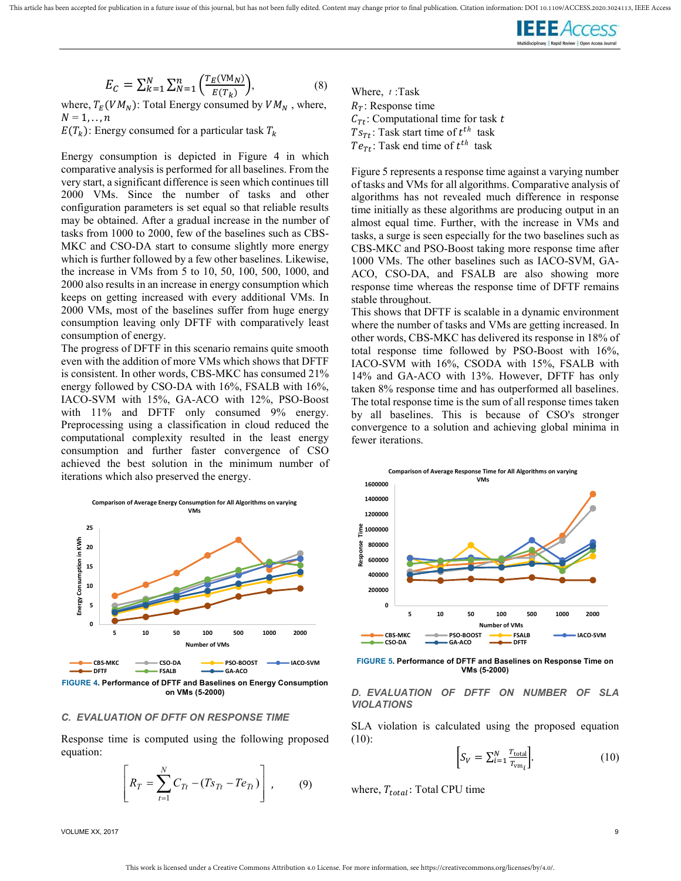$$E_C = \sum_{k=1}^{N} \sum_{N=1}^{n} \left( \frac{T_E(\text{VM}_N)}{E(T_k)} \right), \tag{8}$$

where, $T_E(VM_N)$: Total Energy consumed by $VM_N$ , where, $N = 1, .., n$

$E(T_k)$: Energy consumed for a particular task $T_k$

Energy consumption is depicted in Figure 4 in which comparative analysis is performed for all baselines. From the very start, a significant difference is seen which continues till 2000 VMs. Since the number of tasks and other configuration parameters is set equal so that reliable results may be obtained. After a gradual increase in the number of tasks from 1000 to 2000, few of the baselines such as CBS-MKC and CSO-DA start to consume slightly more energy which is further followed by a few other baselines. Likewise, the increase in VMs from 5 to 10, 50, 100, 500, 1000, and 2000 also results in an increase in energy consumption which keeps on getting increased with every additional VMs. In 2000 VMs, most of the baselines suffer from huge energy consumption leaving only DFTF with comparatively least consumption of energy.

The progress of DFTF in this scenario remains quite smooth even with the addition of more VMs which shows that DFTF is consistent. In other words, CBS-MKC has consumed 21% energy followed by CSO-DA with 16%, FSALB with 16%, IACO-SVM with 15%, GA-ACO with 12%, PSO-Boost with 11% and DFTF only consumed 9% energy. Preprocessing using a classification in cloud reduced the computational complexity resulted in the least energy consumption and further faster convergence of CSO achieved the best solution in the minimum number of iterations which also preserved the energy.

Comparison of Average Energy Consumption for All Algorithms on varying VMs

**FIGURE 4.** Performance of DFTF and Baselines on Energy Consumption on VMs (5-2000)

### C. EVALUATION OF DFTF ON RESPONSE TIME

Response time is computed using the following proposed equation:

$$\left[ R_T = \sum_{t=1}^{N} C_{Tt} - (Ts_{Tt} - Te_{Tt}) \right], \tag{9}$$

Where, $t$ :Task

$R_T$: Response time

$C_{Tt}$: Computational time for task $t$

$Ts_{Tt}$: Task start time of $t^{th}$ task

$Te_{Tt}$: Task end time of $t^{th}$ task

Figure 5 represents a response time against a varying number of tasks and VMs for all algorithms. Comparative analysis of algorithms has not revealed much difference in response time initially as these algorithms are producing output in an almost equal time. Further, with the increase in VMs and tasks, a surge is seen especially for the two baselines such as CBS-MKC and PSO-Boost taking more response time after 1000 VMs. The other baselines such as IACO-SVM, GA-ACO, CSO-DA, and FSALB are also showing more response time whereas the response time of DFTF remains stable throughout.

This shows that DFTF is scalable in a dynamic environment where the number of tasks and VMs are getting increased. In other words, CBS-MKC has delivered its response in 18% of total response time followed by PSO-Boost with 16%, IACO-SVM with 16%, CSODA with 15%, FSALB with 14% and GA-ACO with 13%. However, DFTF has only taken 8% response time and has outperformed all baselines. The total response time is the sum of all response times taken by all baselines. This is because of CSO's stronger convergence to a solution and achieving global minima in fewer iterations.

Comparison of Average Response Time for All Algorithms on varying VMs

**FIGURE 5.** Performance of DFTF and Baselines on Response Time on VMs (5-2000)

### D. EVALUATION OF DFTF ON NUMBER OF SLA VIOLATIONS

SLA violation is calculated using the proposed equation (10):

$$\left[ S_V = \sum_{i=1}^{N} \frac{T_{\text{total}}}{T_{\text{vm}_i}} \right]. \tag{10}$$

where, $T_{total}$: Total CPU time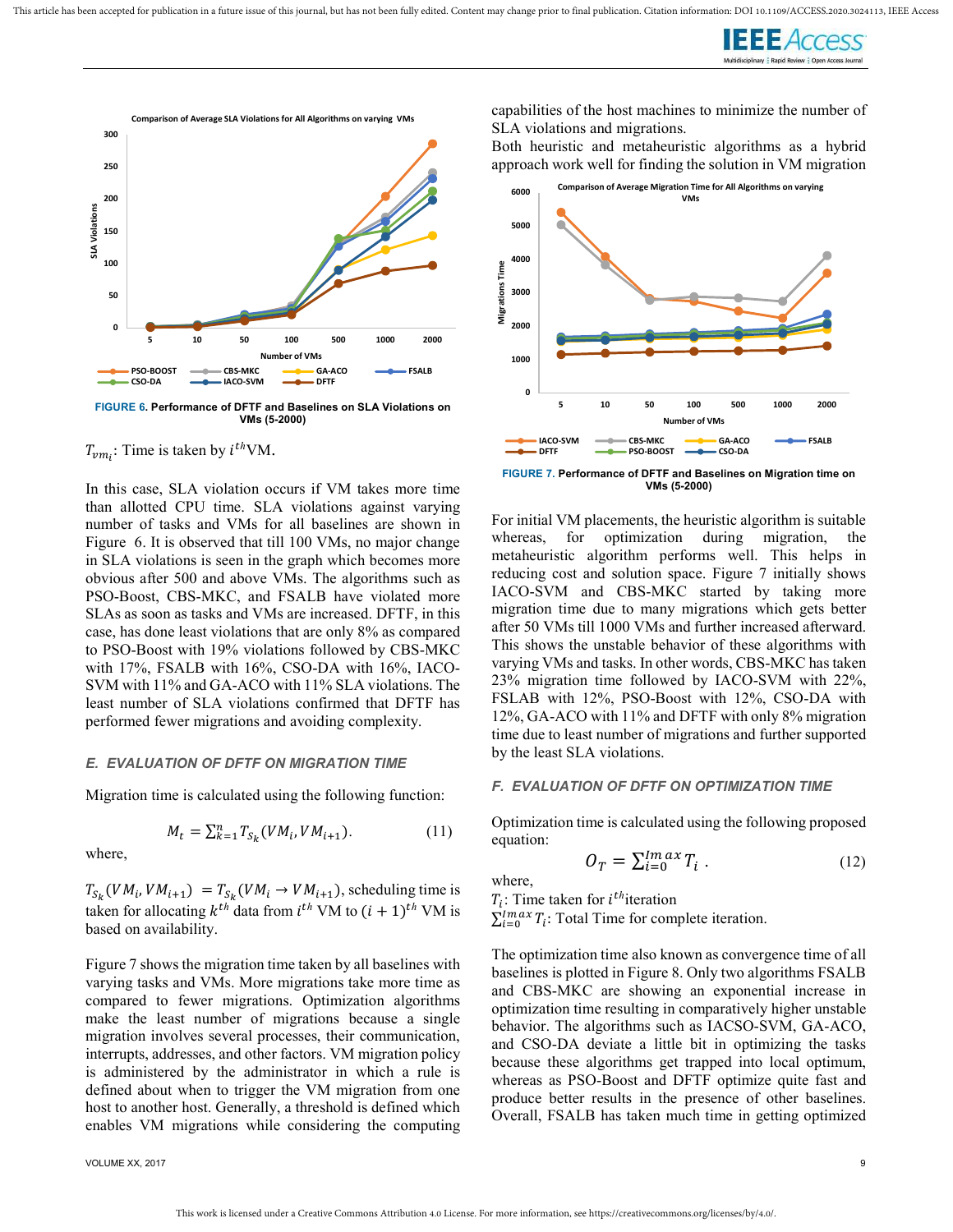FIGURE 6. Performance of DFTF and Baselines on SLA Violations on VMs (5-2000)

$T_{vm_i}$: Time is taken by $i^{th}$VM.

In this case, SLA violation occurs if VM takes more time than allotted CPU time. SLA violations against varying number of tasks and VMs for all baselines are shown in Figure 6. It is observed that till 100 VMs, no major change in SLA violations is seen in the graph which becomes more obvious after 500 and above VMs. The algorithms such as PSO-Boost, CBS-MKC, and FSALB have violated more SLAs as soon as tasks and VMs are increased. DFTF, in this case, has done least violations that are only 8% as compared to PSO-Boost with 19% violations followed by CBS-MKC with 17%, FSALB with 16%, CSO-DA with 16%, IACO-SVM with 11% and GA-ACO with 11% SLA violations. The least number of SLA violations confirmed that DFTF has performed fewer migrations and avoiding complexity.

### *E. EVALUATION OF DFTF ON MIGRATION TIME*

Migration time is calculated using the following function:

$$M_t = \sum_{k=1}^{n} T_{S_k}(VM_i, VM_{i+1}). \tag{11}$$

where,

$T_{S_k}(VM_i, VM_{i+1}) = T_{S_k}(VM_i \rightarrow VM_{i+1})$, scheduling time is taken for allocating $k^{th}$ data from $i^{th}$ VM to $(i+1)^{th}$ VM is based on availability.

Figure 7 shows the migration time taken by all baselines with varying tasks and VMs. More migrations take more time as compared to fewer migrations. Optimization algorithms make the least number of migrations because a single migration involves several processes, their communication, interrupts, addresses, and other factors. VM migration policy is administered by the administrator in which a rule is defined about when to trigger the VM migration from one host to another host. Generally, a threshold is defined which enables VM migrations while considering the computing capabilities of the host machines to minimize the number of SLA violations and migrations.

Both heuristic and metaheuristic algorithms as a hybrid approach work well for finding the solution in VM migration

FIGURE 7. Performance of DFTF and Baselines on Migration time on VMs (5-2000)

For initial VM placements, the heuristic algorithm is suitable whereas, for optimization during migration, the metaheuristic algorithm performs well. This helps in reducing cost and solution space. Figure 7 initially shows IACO-SVM and CBS-MKC started by taking more migration time due to many migrations which gets better after 50 VMs till 1000 VMs and further increased afterward. This shows the unstable behavior of these algorithms with varying VMs and tasks. In other words, CBS-MKC has taken 23% migration time followed by IACO-SVM with 22%, FSLAB with 12%, PSO-Boost with 12%, CSO-DA with 12%, GA-ACO with 11% and DFTF with only 8% migration time due to least number of migrations and further supported by the least SLA violations.

### *F. EVALUATION OF DFTF ON OPTIMIZATION TIME*

Optimization time is calculated using the following proposed equation:

$$O_T = \sum_{i=0}^{Imax} T_i \ . \tag{12}$$

where,

$T_i$: Time taken for $i^{th}$iteration

$\sum_{i=0}^{Imax} T_i$: Total Time for complete iteration.

The optimization time also known as convergence time of all baselines is plotted in Figure 8. Only two algorithms FSALB and CBS-MKC are showing an exponential increase in optimization time resulting in comparatively higher unstable behavior. The algorithms such as IACSO-SVM, GA-ACO, and CSO-DA deviate a little bit in optimizing the tasks because these algorithms get trapped into local optimum, whereas as PSO-Boost and DFTF optimize quite fast and produce better results in the presence of other baselines. Overall, FSALB has taken much time in getting optimized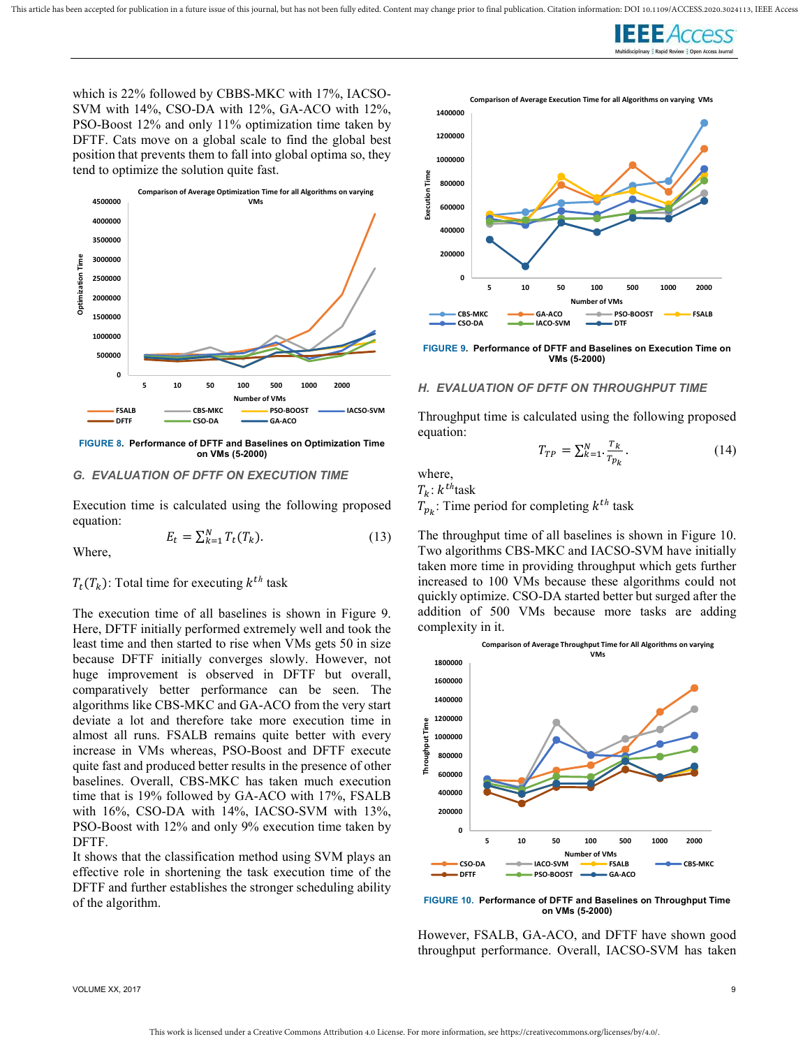which is 22% followed by CBBS-MKC with 17%, IACSO-SVM with 14%, CSO-DA with 12%, GA-ACO with 12%, PSO-Boost 12% and only 11% optimization time taken by DFTF. Cats move on a global scale to find the global best position that prevents them to fall into global optima so, they tend to optimize the solution quite fast.

**FIGURE 8.** Performance of DFTF and Baselines on Optimization Time on VMs (5-2000)

### G. EVALUATION OF DFTF ON EXECUTION TIME

Execution time is calculated using the following proposed equation:

$$E_t = \sum_{k=1}^{N} T_t(T_k). \tag{13}$$

Where,

$T_t(T_k)$: Total time for executing $k^{th}$ task

The execution time of all baselines is shown in Figure 9. Here, DFTF initially performed extremely well and took the least time and then started to rise when VMs gets 50 in size because DFTF initially converges slowly. However, not huge improvement is observed in DFTF but overall, comparatively better performance can be seen. The algorithms like CBS-MKC and GA-ACO from the very start deviate a lot and therefore take more execution time in almost all runs. FSALB remains quite better with every increase in VMs whereas, PSO-Boost and DFTF execute quite fast and produced better results in the presence of other baselines. Overall, CBS-MKC has taken much execution time that is 19% followed by GA-ACO with 17%, FSALB with 16%, CSO-DA with 14%, IACSO-SVM with 13%, PSO-Boost with 12% and only 9% execution time taken by DFTF.

It shows that the classification method using SVM plays an effective role in shortening the task execution time of the DFTF and further establishes the stronger scheduling ability of the algorithm.

**FIGURE 9.** Performance of DFTF and Baselines on Execution Time on VMs (5-2000)

### H. EVALUATION OF DFTF ON THROUGHPUT TIME

Throughput time is calculated using the following proposed equation:

$$T_{TP} = \sum_{k=1}^{N} \cdot \frac{T_k}{T_{p_k}}. \tag{14}$$

where,

$T_k$: $k^{th}$task

$T_{p_k}$: Time period for completing $k^{th}$ task

The throughput time of all baselines is shown in Figure 10. Two algorithms CBS-MKC and IACSO-SVM have initially taken more time in providing throughput which gets further increased to 100 VMs because these algorithms could not quickly optimize. CSO-DA started better but surged after the addition of 500 VMs because more tasks are adding complexity in it.

**FIGURE 10.** Performance of DFTF and Baselines on Throughput Time on VMs (5-2000)

However, FSALB, GA-ACO, and DFTF have shown good throughput performance. Overall, IACSO-SVM has taken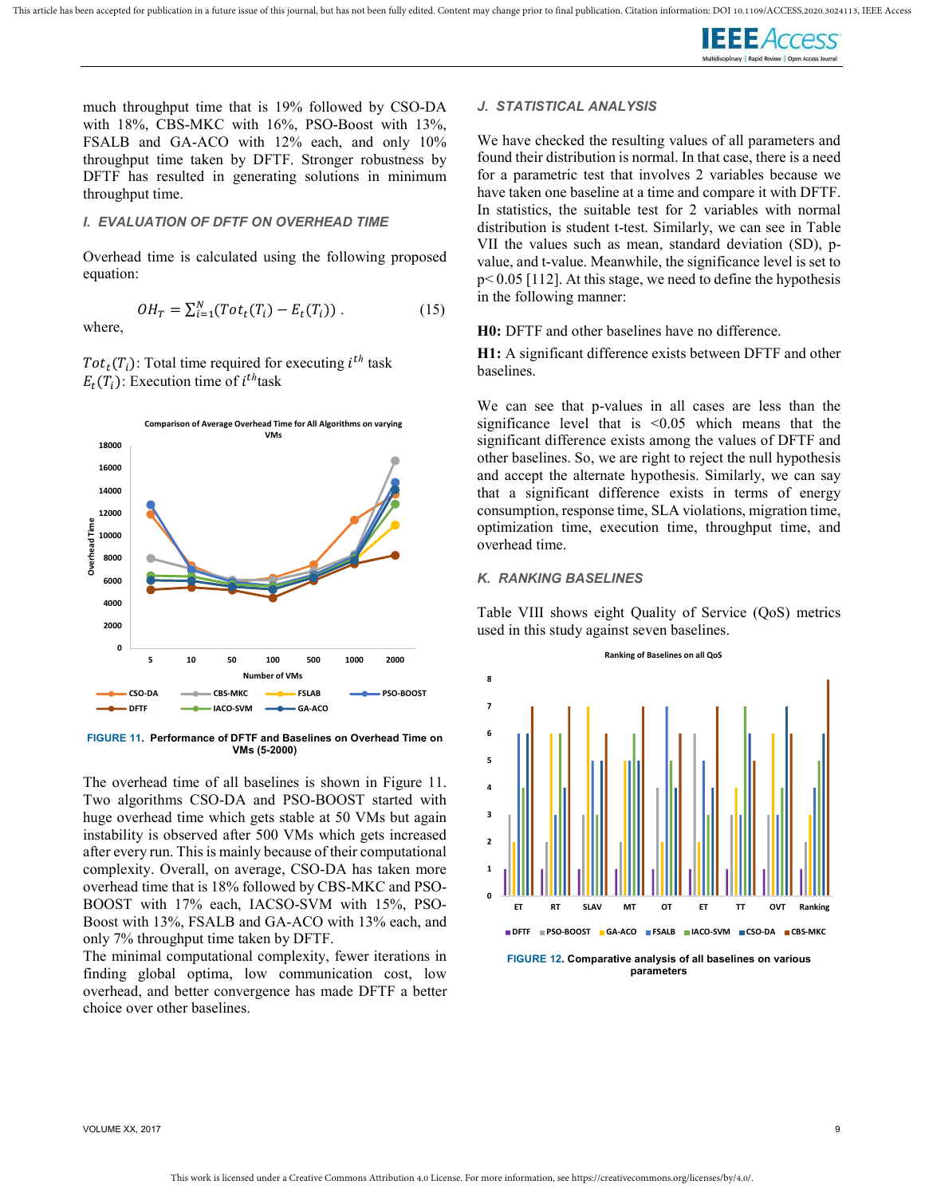much throughput time that is 19% followed by CSO-DA with 18%, CBS-MKC with 16%, PSO-Boost with 13%, FSALB and GA-ACO with 12% each, and only 10% throughput time taken by DFTF. Stronger robustness by DFTF has resulted in generating solutions in minimum throughput time.

### I. EVALUATION OF DFTF ON OVERHEAD TIME

Overhead time is calculated using the following proposed equation:

$$OH_T = \sum_{i=1}^{N}(Tot_t(T_i) - E_t(T_i)) \,. \tag{15}$$

where,

$Tot_t(T_i)$: Total time required for executing $i^{th}$ task
$E_t(T_i)$: Execution time of $i^{th}$task

**FIGURE 11.** Performance of DFTF and Baselines on Overhead Time on VMs (5-2000)

The overhead time of all baselines is shown in Figure 11. Two algorithms CSO-DA and PSO-BOOST started with huge overhead time which gets stable at 50 VMs but again instability is observed after 500 VMs which gets increased after every run. This is mainly because of their computational complexity. Overall, on average, CSO-DA has taken more overhead time that is 18% followed by CBS-MKC and PSO-BOOST with 17% each, IACSO-SVM with 15%, PSO-Boost with 13%, FSALB and GA-ACO with 13% each, and only 7% throughput time taken by DFTF.

The minimal computational complexity, fewer iterations in finding global optima, low communication cost, low overhead, and better convergence has made DFTF a better choice over other baselines.

### J. STATISTICAL ANALYSIS

We have checked the resulting values of all parameters and found their distribution is normal. In that case, there is a need for a parametric test that involves 2 variables because we have taken one baseline at a time and compare it with DFTF. In statistics, the suitable test for 2 variables with normal distribution is student t-test. Similarly, we can see in Table VII the values such as mean, standard deviation (SD), p-value, and t-value. Meanwhile, the significance level is set to $p< 0.05$ [112]. At this stage, we need to define the hypothesis in the following manner:

**H0:** DFTF and other baselines have no difference.

**H1:** A significant difference exists between DFTF and other baselines.

We can see that p-values in all cases are less than the significance level that is <0.05 which means that the significant difference exists among the values of DFTF and other baselines. So, we are right to reject the null hypothesis and accept the alternate hypothesis. Similarly, we can say that a significant difference exists in terms of energy consumption, response time, SLA violations, migration time, optimization time, execution time, throughput time, and overhead time.

### K. RANKING BASELINES

Table VIII shows eight Quality of Service (QoS) metrics used in this study against seven baselines.

**FIGURE 12.** Comparative analysis of all baselines on various parameters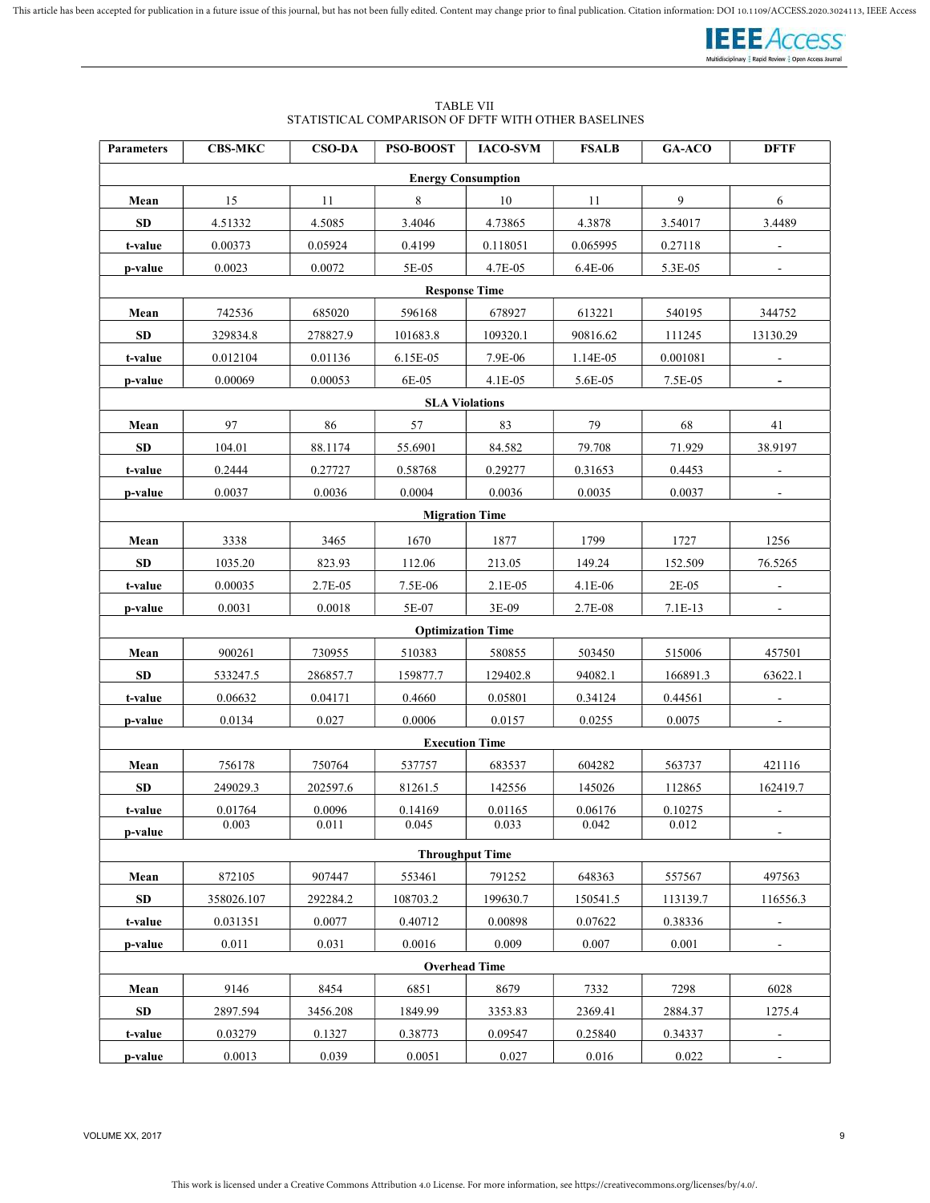TABLE VII
STATISTICAL COMPARISON OF DFTF WITH OTHER BASELINES

| Parameters | CBS-MKC | CSO-DA | PSO-BOOST | IACO-SVM | FSALB | GA-ACO | DFTF |
|---|---|---|---|---|---|---|---|
| **Energy Consumption** | | | | | | | |
| **Mean** | 15 | 11 | 8 | 10 | 11 | 9 | 6 |
| **SD** | 4.51332 | 4.5085 | 3.4046 | 4.73865 | 4.3878 | 3.54017 | 3.4489 |
| **t-value** | 0.00373 | 0.05924 | 0.4199 | 0.118051 | 0.065995 | 0.27118 | - |
| **p-value** | 0.0023 | 0.0072 | 5E-05 | 4.7E-05 | 6.4E-06 | 5.3E-05 | - |
| **Response Time** | | | | | | | |
| **Mean** | 742536 | 685020 | 596168 | 678927 | 613221 | 540195 | 344752 |
| **SD** | 329834.8 | 278827.9 | 101683.8 | 109320.1 | 90816.62 | 111245 | 13130.29 |
| **t-value** | 0.012104 | 0.01136 | 6.15E-05 | 7.9E-06 | 1.14E-05 | 0.001081 | - |
| **p-value** | 0.00069 | 0.00053 | 6E-05 | 4.1E-05 | 5.6E-05 | 7.5E-05 | - |
| **SLA Violations** | | | | | | | |
| **Mean** | 97 | 86 | 57 | 83 | 79 | 68 | 41 |
| **SD** | 104.01 | 88.1174 | 55.6901 | 84.582 | 79.708 | 71.929 | 38.9197 |
| **t-value** | 0.2444 | 0.27727 | 0.58768 | 0.29277 | 0.31653 | 0.4453 | - |
| **p-value** | 0.0037 | 0.0036 | 0.0004 | 0.0036 | 0.0035 | 0.0037 | - |
| **Migration Time** | | | | | | | |
| **Mean** | 3338 | 3465 | 1670 | 1877 | 1799 | 1727 | 1256 |
| **SD** | 1035.20 | 823.93 | 112.06 | 213.05 | 149.24 | 152.509 | 76.5265 |
| **t-value** | 0.00035 | 2.7E-05 | 7.5E-06 | 2.1E-05 | 4.1E-06 | 2E-05 | - |
| **p-value** | 0.0031 | 0.0018 | 5E-07 | 3E-09 | 2.7E-08 | 7.1E-13 | - |
| **Optimization Time** | | | | | | | |
| **Mean** | 900261 | 730955 | 510383 | 580855 | 503450 | 515006 | 457501 |
| **SD** | 533247.5 | 286857.7 | 159877.7 | 129402.8 | 94082.1 | 166891.3 | 63622.1 |
| **t-value** | 0.06632 | 0.04171 | 0.4660 | 0.05801 | 0.34124 | 0.44561 | - |
| **p-value** | 0.0134 | 0.027 | 0.0006 | 0.0157 | 0.0255 | 0.0075 | - |
| **Execution Time** | | | | | | | |
| **Mean** | 756178 | 750764 | 537757 | 683537 | 604282 | 563737 | 421116 |
| **SD** | 249029.3 | 202597.6 | 81261.5 | 142556 | 145026 | 112865 | 162419.7 |
| **t-value** | 0.01764 | 0.0096 | 0.14169 | 0.01165 | 0.06176 | 0.10275 | - |
| **p-value** | 0.003 | 0.011 | 0.045 | 0.033 | 0.042 | 0.012 | - |
| **Throughput Time** | | | | | | | |
| **Mean** | 872105 | 907447 | 553461 | 791252 | 648363 | 557567 | 497563 |
| **SD** | 358026.107 | 292284.2 | 108703.2 | 199630.7 | 150541.5 | 113139.7 | 116556.3 |
| **t-value** | 0.031351 | 0.0077 | 0.40712 | 0.00898 | 0.07622 | 0.38336 | - |
| **p-value** | 0.011 | 0.031 | 0.0016 | 0.009 | 0.007 | 0.001 | - |
| **Overhead Time** | | | | | | | |
| **Mean** | 9146 | 8454 | 6851 | 8679 | 7332 | 7298 | 6028 |
| **SD** | 2897.594 | 3456.208 | 1849.99 | 3353.83 | 2369.41 | 2884.37 | 1275.4 |
| **t-value** | 0.03279 | 0.1327 | 0.38773 | 0.09547 | 0.25840 | 0.34337 | - |
| **p-value** | 0.0013 | 0.039 | 0.0051 | 0.027 | 0.016 | 0.022 | - |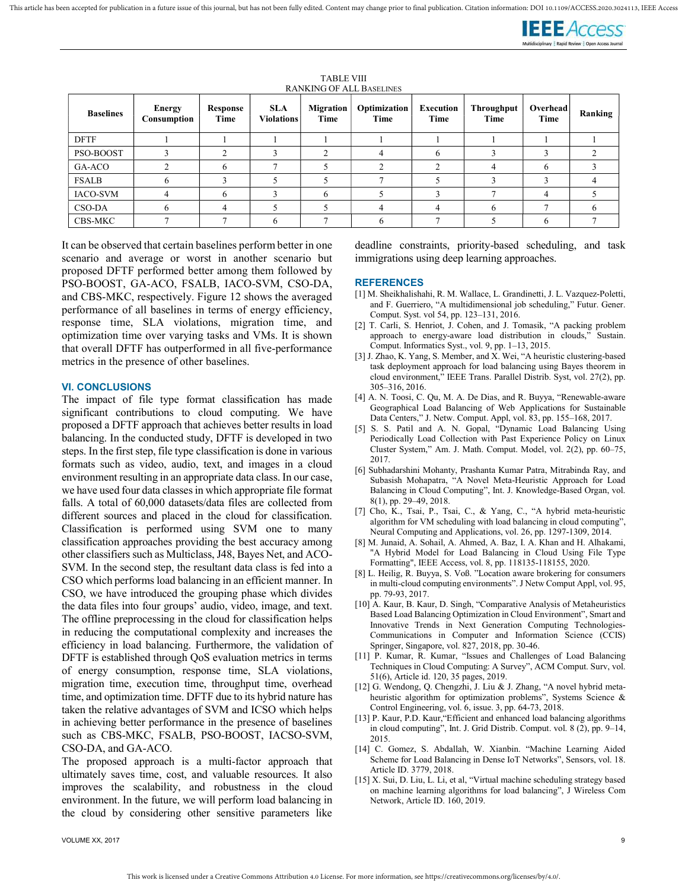TABLE VIII
RANKING OF ALL BASELINES

| Baselines | Energy Consumption | Response Time | SLA Violations | Migration Time | Optimization Time | Execution Time | Throughput Time | Overhead Time | Ranking |
|---|---|---|---|---|---|---|---|---|---|
| DFTF | 1 | 1 | 1 | 1 | 1 | 1 | 1 | 1 | 1 |
| PSO-BOOST | 3 | 2 | 3 | 2 | 4 | 6 | 3 | 3 | 2 |
| GA-ACO | 2 | 6 | 7 | 5 | 2 | 2 | 4 | 6 | 3 |
| FSALB | 6 | 3 | 5 | 5 | 7 | 5 | 3 | 3 | 4 |
| IACO-SVM | 4 | 6 | 3 | 6 | 5 | 3 | 7 | 4 | 5 |
| CSO-DA | 6 | 4 | 5 | 5 | 4 | 4 | 6 | 7 | 6 |
| CBS-MKC | 7 | 7 | 6 | 7 | 6 | 7 | 5 | 6 | 7 |

It can be observed that certain baselines perform better in one scenario and average or worst in another scenario but proposed DFTF performed better among them followed by PSO-BOOST, GA-ACO, FSALB, IACO-SVM, CSO-DA, and CBS-MKC, respectively. Figure 12 shows the averaged performance of all baselines in terms of energy efficiency, response time, SLA violations, migration time, and optimization time over varying tasks and VMs. It is shown that overall DFTF has outperformed in all five-performance metrics in the presence of other baselines.

## VI. CONCLUSIONS

The impact of file type format classification has made significant contributions to cloud computing. We have proposed a DFTF approach that achieves better results in load balancing. In the conducted study, DFTF is developed in two steps. In the first step, file type classification is done in various formats such as video, audio, text, and images in a cloud environment resulting in an appropriate data class. In our case, we have used four data classes in which appropriate file format falls. A total of 60,000 datasets/data files are collected from different sources and placed in the cloud for classification. Classification is performed using SVM one to many classification approaches providing the best accuracy among other classifiers such as Multiclass, J48, Bayes Net, and ACO-SVM. In the second step, the resultant data class is fed into a CSO which performs load balancing in an efficient manner. In CSO, we have introduced the grouping phase which divides the data files into four groups' audio, video, image, and text. The offline preprocessing in the cloud for classification helps in reducing the computational complexity and increases the efficiency in load balancing. Furthermore, the validation of DFTF is established through QoS evaluation metrics in terms of energy consumption, response time, SLA violations, migration time, execution time, throughput time, overhead time, and optimization time. DFTF due to its hybrid nature has taken the relative advantages of SVM and ICSO which helps in achieving better performance in the presence of baselines such as CBS-MKC, FSALB, PSO-BOOST, IACSO-SVM, CSO-DA, and GA-ACO.

The proposed approach is a multi-factor approach that ultimately saves time, cost, and valuable resources. It also improves the scalability, and robustness in the cloud environment. In the future, we will perform load balancing in the cloud by considering other sensitive parameters like deadline constraints, priority-based scheduling, and task immigrations using deep learning approaches.

## REFERENCES

[1] M. Sheikhalishahi, R. M. Wallace, L. Grandinetti, J. L. Vazquez-Poletti, and F. Guerriero, "A multidimensional job scheduling," Futur. Gener. Comput. Syst. vol 54, pp. 123–131, 2016.

[2] T. Carli, S. Henriot, J. Cohen, and J. Tomasik, "A packing problem approach to energy-aware load distribution in clouds," Sustain. Comput. Informatics Syst., vol. 9, pp. 1–13, 2015.

[3] J. Zhao, K. Yang, S. Member, and X. Wei, "A heuristic clustering-based task deployment approach for load balancing using Bayes theorem in cloud environment," IEEE Trans. Parallel Distrib. Syst, vol. 27(2), pp. 305–316, 2016.

[4] A. N. Toosi, C. Qu, M. A. De Dias, and R. Buyya, "Renewable-aware Geographical Load Balancing of Web Applications for Sustainable Data Centers," J. Netw. Comput. Appl, vol. 83, pp. 155–168, 2017.

[5] S. S. Patil and A. N. Gopal, "Dynamic Load Balancing Using Periodically Load Collection with Past Experience Policy on Linux Cluster System," Am. J. Math. Comput. Model, vol. 2(2), pp. 60–75, 2017.

[6] Subhadarshini Mohanty, Prashanta Kumar Patra, Mitrabinda Ray, and Subasish Mohapatra, "A Novel Meta-Heuristic Approach for Load Balancing in Cloud Computing", Int. J. Knowledge-Based Organ, vol. 8(1), pp. 29–49, 2018.

[7] Cho, K., Tsai, P., Tsai, C., & Yang, C., "A hybrid meta-heuristic algorithm for VM scheduling with load balancing in cloud computing", Neural Computing and Applications, vol. 26, pp. 1297-1309, 2014.

[8] M. Junaid, A. Sohail, A. Ahmed, A. Baz, I. A. Khan and H. Alhakami, "A Hybrid Model for Load Balancing in Cloud Using File Type Formatting", IEEE Access, vol. 8, pp. 118135-118155, 2020.

[8] L. Heilig, R. Buyya, S. Voß. "Location aware brokering for consumers in multi-cloud computing environments". J Netw Comput Appl, vol. 95, pp. 79-93, 2017.

[10] A. Kaur, B. Kaur, D. Singh, "Comparative Analysis of Metaheuristics Based Load Balancing Optimization in Cloud Environment", Smart and Innovative Trends in Next Generation Computing Technologies-Communications in Computer and Information Science (CCIS) Springer, Singapore, vol. 827, 2018, pp. 30-46.

[11] P. Kumar, R. Kumar, "Issues and Challenges of Load Balancing Techniques in Cloud Computing: A Survey", ACM Comput. Surv, vol. 51(6), Article id. 120, 35 pages, 2019.

[12] G. Wendong, Q. Chengzhi, J. Liu & J. Zhang, "A novel hybrid meta-heuristic algorithm for optimization problems", Systems Science & Control Engineering, vol. 6, issue. 3, pp. 64-73, 2018.

[13] P. Kaur, P.D. Kaur,"Efficient and enhanced load balancing algorithms in cloud computing", Int. J. Grid Distrib. Comput. vol. 8 (2), pp. 9–14, 2015.

[14] C. Gomez, S. Abdallah, W. Xianbin. "Machine Learning Aided Scheme for Load Balancing in Dense IoT Networks", Sensors, vol. 18. Article ID. 3779, 2018.

[15] X. Sui, D. Liu, L. Li, et al, "Virtual machine scheduling strategy based on machine learning algorithms for load balancing", J Wireless Com Network, Article ID. 160, 2019.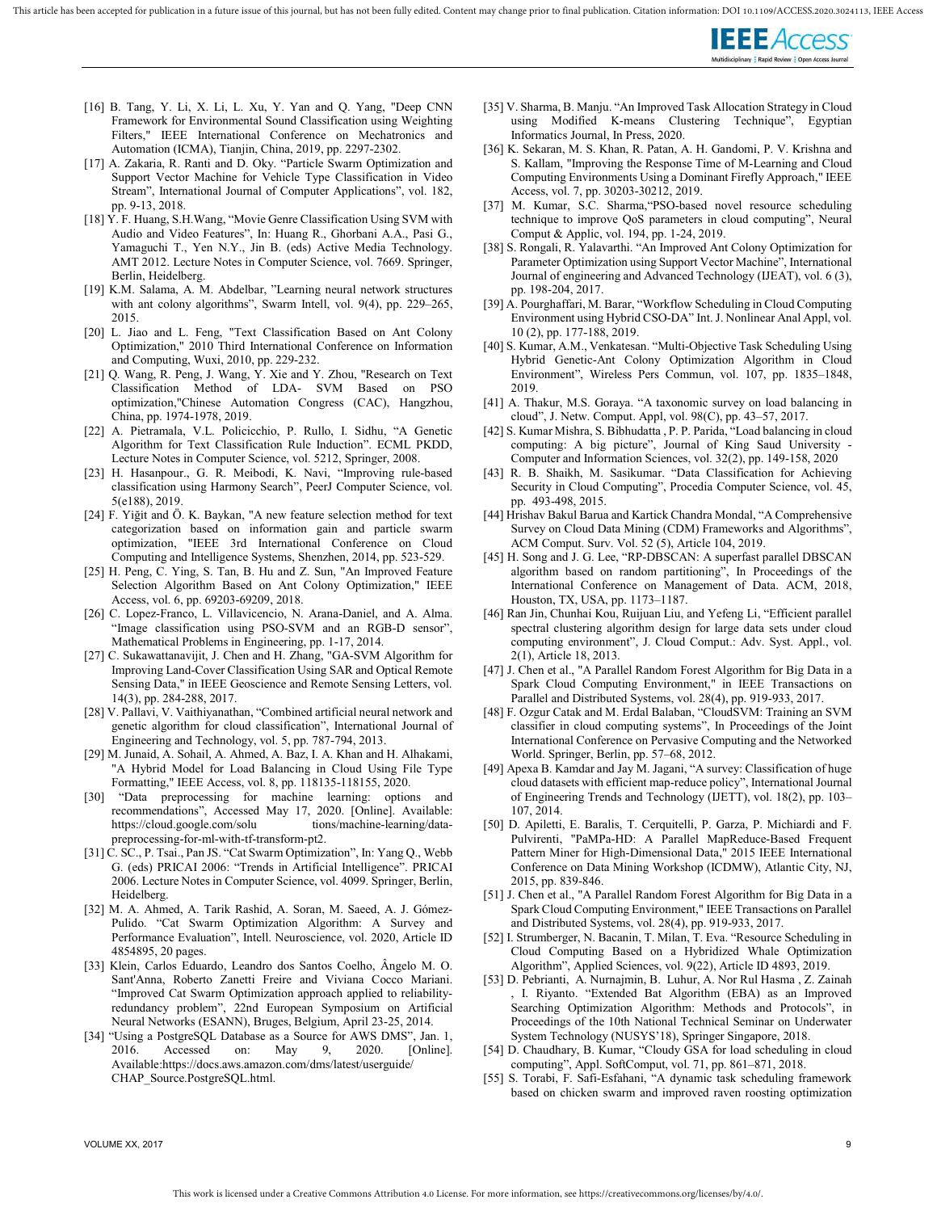[16] B. Tang, Y. Li, X. Li, L. Xu, Y. Yan and Q. Yang, "Deep CNN Framework for Environmental Sound Classification using Weighting Filters," IEEE International Conference on Mechatronics and Automation (ICMA), Tianjin, China, 2019, pp. 2297-2302.

[17] A. Zakaria, R. Ranti and D. Oky. "Particle Swarm Optimization and Support Vector Machine for Vehicle Type Classification in Video Stream", International Journal of Computer Applications", vol. 182, pp. 9-13, 2018.

[18] Y. F. Huang, S.H.Wang, "Movie Genre Classification Using SVM with Audio and Video Features", In: Huang R., Ghorbani A.A., Pasi G., Yamaguchi T., Yen N.Y., Jin B. (eds) Active Media Technology. AMT 2012. Lecture Notes in Computer Science, vol. 7669. Springer, Berlin, Heidelberg.

[19] K.M. Salama, A. M. Abdelbar, "Learning neural network structures with ant colony algorithms", Swarm Intell, vol. 9(4), pp. 229–265, 2015.

[20] L. Jiao and L. Feng, "Text Classification Based on Ant Colony Optimization," 2010 Third International Conference on Information and Computing, Wuxi, 2010, pp. 229-232.

[21] Q. Wang, R. Peng, J. Wang, Y. Xie and Y. Zhou, "Research on Text Classification Method of LDA- SVM Based on PSO optimization,"Chinese Automation Congress (CAC), Hangzhou, China, pp. 1974-1978, 2019.

[22] A. Pietramala, V.L. Policicchio, P. Rullo, I. Sidhu, "A Genetic Algorithm for Text Classification Rule Induction". ECML PKDD, Lecture Notes in Computer Science, vol. 5212, Springer, 2008.

[23] H. Hasanpour., G. R. Meibodi, K. Navi, "Improving rule-based classification using Harmony Search", PeerJ Computer Science, vol. 5(e188), 2019.

[24] F. Yiğit and Ö. K. Baykan, "A new feature selection method for text categorization based on information gain and particle swarm optimization, "IEEE 3rd International Conference on Cloud Computing and Intelligence Systems, Shenzhen, 2014, pp. 523-529.

[25] H. Peng, C. Ying, S. Tan, B. Hu and Z. Sun, "An Improved Feature Selection Algorithm Based on Ant Colony Optimization," IEEE Access, vol. 6, pp. 69203-69209, 2018.

[26] C. Lopez-Franco, L. Villavicencio, N. Arana-Daniel, and A. Alma. "Image classification using PSO-SVM and an RGB-D sensor", Mathematical Problems in Engineering, pp. 1-17, 2014.

[27] C. Sukawattanavijit, J. Chen and H. Zhang, "GA-SVM Algorithm for Improving Land-Cover Classification Using SAR and Optical Remote Sensing Data," in IEEE Geoscience and Remote Sensing Letters, vol. 14(3), pp. 284-288, 2017.

[28] V. Pallavi, V. Vaithiyanathan, "Combined artificial neural network and genetic algorithm for cloud classification", International Journal of Engineering and Technology, vol. 5, pp. 787-794, 2013.

[29] M. Junaid, A. Sohail, A. Ahmed, A. Baz, I. A. Khan and H. Alhakami, "A Hybrid Model for Load Balancing in Cloud Using File Type Formatting," IEEE Access, vol. 8, pp. 118135-118155, 2020.

[30] "Data preprocessing for machine learning: options and recommendations", Accessed May 17, 2020. [Online]. Available: https://cloud.google.com/solu tions/machine-learning/data-preprocessing-for-ml-with-tf-transform-pt2.

[31] C. SC., P. Tsai., Pan JS. "Cat Swarm Optimization", In: Yang Q., Webb G. (eds) PRICAI 2006: "Trends in Artificial Intelligence". PRICAI 2006. Lecture Notes in Computer Science, vol. 4099. Springer, Berlin, Heidelberg.

[32] M. A. Ahmed, A. Tarik Rashid, A. Soran, M. Saeed, A. J. Gómez-Pulido. "Cat Swarm Optimization Algorithm: A Survey and Performance Evaluation", Intell. Neuroscience, vol. 2020, Article ID 4854895, 20 pages.

[33] Klein, Carlos Eduardo, Leandro dos Santos Coelho, Ângelo M. O. Sant'Anna, Roberto Zanetti Freire and Viviana Cocco Mariani. "Improved Cat Swarm Optimization approach applied to reliability-redundancy problem", 22nd European Symposium on Artificial Neural Networks (ESANN), Bruges, Belgium, April 23-25, 2014.

[34] "Using a PostgreSQL Database as a Source for AWS DMS", Jan. 1, 2016. Accessed on: May 9, 2020. [Online]. Available:https://docs.aws.amazon.com/dms/latest/userguide/ CHAP_Source.PostgreSQL.html.

[35] V. Sharma, B. Manju. "An Improved Task Allocation Strategy in Cloud using Modified K-means Clustering Technique", Egyptian Informatics Journal, In Press, 2020.

[36] K. Sekaran, M. S. Khan, R. Patan, A. H. Gandomi, P. V. Krishna and S. Kallam, "Improving the Response Time of M-Learning and Cloud Computing Environments Using a Dominant Firefly Approach," IEEE Access, vol. 7, pp. 30203-30212, 2019.

[37] M. Kumar, S.C. Sharma,"PSO-based novel resource scheduling technique to improve QoS parameters in cloud computing", Neural Comput & Applic, vol. 194, pp. 1-24, 2019.

[38] S. Rongali, R. Yalavarthi. "An Improved Ant Colony Optimization for Parameter Optimization using Support Vector Machine", International Journal of engineering and Advanced Technology (IJEAT), vol. 6 (3), pp. 198-204, 2017.

[39] A. Pourghaffari, M. Barar, "Workflow Scheduling in Cloud Computing Environment using Hybrid CSO-DA" Int. J. Nonlinear Anal Appl, vol. 10 (2), pp. 177-188, 2019.

[40] S. Kumar, A.M., Venkatesan. "Multi-Objective Task Scheduling Using Hybrid Genetic-Ant Colony Optimization Algorithm in Cloud Environment", Wireless Pers Commun, vol. 107, pp. 1835–1848, 2019.

[41] A. Thakur, M.S. Goraya. "A taxonomic survey on load balancing in cloud", J. Netw. Comput. Appl, vol. 98(C), pp. 43–57, 2017.

[42] S. Kumar Mishra, S. Bibhudatta , P. P. Parida, "Load balancing in cloud computing: A big picture", Journal of King Saud University - Computer and Information Sciences, vol. 32(2), pp. 149-158, 2020

[43] R. B. Shaikh, M. Sasikumar. "Data Classification for Achieving Security in Cloud Computing", Procedia Computer Science, vol. 45, pp. 493-498, 2015.

[44] Hrishav Bakul Barua and Kartick Chandra Mondal, "A Comprehensive Survey on Cloud Data Mining (CDM) Frameworks and Algorithms", ACM Comput. Surv. Vol. 52 (5), Article 104, 2019.

[45] H. Song and J. G. Lee, "RP-DBSCAN: A superfast parallel DBSCAN algorithm based on random partitioning", In Proceedings of the International Conference on Management of Data. ACM, 2018, Houston, TX, USA, pp. 1173–1187.

[46] Ran Jin, Chunhai Kou, Ruijuan Liu, and Yefeng Li, "Efficient parallel spectral clustering algorithm design for large data sets under cloud computing environment", J. Cloud Comput.: Adv. Syst. Appl., vol. 2(1), Article 18, 2013.

[47] J. Chen et al., "A Parallel Random Forest Algorithm for Big Data in a Spark Cloud Computing Environment," in IEEE Transactions on Parallel and Distributed Systems, vol. 28(4), pp. 919-933, 2017.

[48] F. Ozgur Catak and M. Erdal Balaban, "CloudSVM: Training an SVM classifier in cloud computing systems", In Proceedings of the Joint International Conference on Pervasive Computing and the Networked World. Springer, Berlin, pp. 57–68, 2012.

[49] Apexa B. Kamdar and Jay M. Jagani, "A survey: Classification of huge cloud datasets with efficient map-reduce policy", International Journal of Engineering Trends and Technology (IJETT), vol. 18(2), pp. 103–107, 2014.

[50] D. Apiletti, E. Baralis, T. Cerquitelli, P. Garza, P. Michiardi and F. Pulvirenti, "PaMPa-HD: A Parallel MapReduce-Based Frequent Pattern Miner for High-Dimensional Data," 2015 IEEE International Conference on Data Mining Workshop (ICDMW), Atlantic City, NJ, 2015, pp. 839-846.

[51] J. Chen et al., "A Parallel Random Forest Algorithm for Big Data in a Spark Cloud Computing Environment," IEEE Transactions on Parallel and Distributed Systems, vol. 28(4), pp. 919-933, 2017.

[52] I. Strumberger, N. Bacanin, T. Milan, T. Eva. "Resource Scheduling in Cloud Computing Based on a Hybridized Whale Optimization Algorithm", Applied Sciences, vol. 9(22), Article ID 4893, 2019.

[53] D. Pebrianti, A. Nurnajmin, B. Luhur, A. Nor Rul Hasma , Z. Zainah , I. Riyanto. "Extended Bat Algorithm (EBA) as an Improved Searching Optimization Algorithm: Methods and Protocols", in Proceedings of the 10th National Technical Seminar on Underwater System Technology (NUSYS'18), Springer Singapore, 2018.

[54] D. Chaudhary, B. Kumar, "Cloudy GSA for load scheduling in cloud computing", Appl. SoftComput, vol. 71, pp. 861–871, 2018.

[55] S. Torabi, F. Safi-Esfahani, "A dynamic task scheduling framework based on chicken swarm and improved raven roosting optimization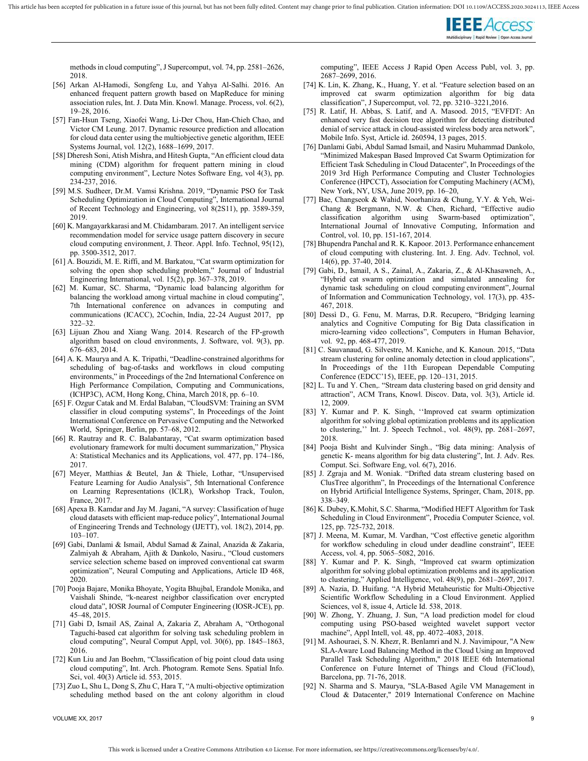methods in cloud computing", J Supercomput, vol. 74, pp. 2581–2626, 2018.

[56] Arkan Al-Hamodi, Songfeng Lu, and Yahya Al-Salhi. 2016. An enhanced frequent pattern growth based on MapReduce for mining association rules, Int. J. Data Min. Knowl. Manage. Process, vol. 6(2), 19–28, 2016.

[57] Fan-Hsun Tseng, Xiaofei Wang, Li-Der Chou, Han-Chieh Chao, and Victor CM Leung. 2017. Dynamic resource prediction and allocation for cloud data center using the multiobjective genetic algorithm, IEEE Systems Journal, vol. 12(2), 1688–1699, 2017.

[58] Dheresh Soni, Atish Mishra, and Hitesh Gupta, "An efficient cloud data mining (CDM) algorithm for frequent pattern mining in cloud computing environment", Lecture Notes Software Eng, vol 4(3), pp. 234-237, 2016.

[59] M.S. Sudheer, Dr.M. Vamsi Krishna. 2019, "Dynamic PSO for Task Scheduling Optimization in Cloud Computing", International Journal of Recent Technology and Engineering, vol 8(2S11), pp. 3589-359, 2019.

[60] K. Mangayarkkarasi and M. Chidambaram. 2017. An intelligent service recommendation model for service usage pattern discovery in secure cloud computing environment, J. Theor. Appl. Info. Technol, 95(12), pp. 3500-3512, 2017.

[61] A. Bouzidi, M. E. Riffi, and M. Barkatou, "Cat swarm optimization for solving the open shop scheduling problem," Journal of Industrial Engineering International, vol. 15(2), pp. 367–378, 2019.

[62] M. Kumar, SC. Sharma, "Dynamic load balancing algorithm for balancing the workload among virtual machine in cloud computing", 7th International conference on advances in computing and communications (ICACC), 2Cochin, India, 22-24 August 2017, pp 322–32.

[63] Lijuan Zhou and Xiang Wang. 2014. Research of the FP-growth algorithm based on cloud environments, J. Software, vol. 9(3), pp. 676–683, 2014.

[64] A. K. Maurya and A. K. Tripathi, "Deadline-constrained algorithms for scheduling of bag-of-tasks and workflows in cloud computing environments," in Proceedings of the 2nd International Conference on High Performance Compilation, Computing and Communications, (ICHP3C), ACM, Hong Kong, China, March 2018, pp. 6–10.

[65] F. Ozgur Catak and M. Erdal Balaban, "CloudSVM: Training an SVM classifier in cloud computing systems", In Proceedings of the Joint International Conference on Pervasive Computing and the Networked World, Springer, Berlin, pp. 57–68, 2012.

[66] R. Rautray and R. C. Balabantaray, "Cat swarm optimization based evolutionary framework for multi document summarization," Physica A: Statistical Mechanics and its Applications, vol. 477, pp. 174–186, 2017.

[67] Meyer, Matthias & Beutel, Jan & Thiele, Lothar, "Unsupervised Feature Learning for Audio Analysis", 5th International Conference on Learning Representations (ICLR), Workshop Track, Toulon, France, 2017.

[68] Apexa B. Kamdar and Jay M. Jagani, "A survey: Classification of huge cloud datasets with efficient map-reduce policy", International Journal of Engineering Trends and Technology (IJETT), vol. 18(2), 2014, pp. 103–107.

[69] Gabi, Danlami & Ismail, Abdul Samad & Zainal, Anazida & Zakaria, Zalmiyah & Abraham, Ajith & Dankolo, Nasiru., "Cloud customers service selection scheme based on improved conventional cat swarm optimization", Neural Computing and Applications, Article ID 468, 2020.

[70] Pooja Bajare, Monika Bhoyate, Yogita Bhujbal, Erandole Monika, and Vaishali Shinde, "k-nearest neighbor classification over encrypted cloud data", IOSR Journal of Computer Engineering (IOSR-JCE), pp. 45–48, 2015.

[71] Gabi D, Ismail AS, Zainal A, Zakaria Z, Abraham A, "Orthogonal Taguchi-based cat algorithm for solving task scheduling problem in cloud computing", Neural Comput Appl, vol. 30(6), pp. 1845–1863, 2016.

[72] Kun Liu and Jan Boehm, "Classification of big point cloud data using cloud computing", Int. Arch. Photogram. Remote Sens. Spatial Info. Sci, vol. 40(3) Article id. 553, 2015.

[73] Zuo L, Shu L, Dong S, Zhu C, Hara T, "A multi-objective optimization scheduling method based on the ant colony algorithm in cloud computing", IEEE Access J Rapid Open Access Publ, vol. 3, pp. 2687–2699, 2016.

[74] K. Lin, K. Zhang, K., Huang, Y. et al. "Feature selection based on an improved cat swarm optimization algorithm for big data classification", J Supercomput, vol. 72, pp. 3210–3221,2016.

[75] R. Latif, H. Abbas, S. Latif, and A. Masood. 2015, "EVFDT: An enhanced very fast decision tree algorithm for detecting distributed denial of service attack in cloud-assisted wireless body area network", Mobile Info. Syst, Article id. 260594, 13 pages, 2015.

[76] Danlami Gabi, Abdul Samad Ismail, and Nasiru Muhammad Dankolo, "Minimized Makespan Based Improved Cat Swarm Optimization for Efficient Task Scheduling in Cloud Datacenter", In Proceedings of the 2019 3rd High Performance Computing and Cluster Technologies Conference (HPCCT), Association for Computing Machinery (ACM), New York, NY, USA, June 2019, pp. 16–20,

[77] Bae, Changseok & Wahid, Noorhaniza & Chung, Y.Y. & Yeh, Wei-Chang & Bergmann, N.W. & Chen, Richard, "Effective audio classification algorithm using Swarm-based optimization", International Journal of Innovative Computing, Information and Control, vol. 10, pp. 151-167, 2014.

[78] Bhupendra Panchal and R. K. Kapoor. 2013. Performance enhancement of cloud computing with clustering. Int. J. Eng. Adv. Technol, vol. 14(6), pp. 37-40, 2014.

[79] Gabi, D., Ismail, A S., Zainal, A., Zakaria, Z., & Al-Khasawneh, A., "Hybrid cat swarm optimization and simulated annealing for dynamic task scheduling on cloud computing environment", Journal of Information and Communication Technology, vol. 17(3), pp. 435-467, 2018.

[80] Dessì D., G. Fenu, M. Marras, D.R. Recupero, "Bridging learning analytics and Cognitive Computing for Big Data classification in micro-learning video collections", Computers in Human Behavior, vol. 92, pp. 468-477, 2019.

[81] C. Sauvanaud, G. Silvestre, M. Kaniche, and K. Kanoun. 2015, "Data stream clustering for online anomaly detection in cloud applications", In Proceedings of the 11th European Dependable Computing Conference (EDCC'15), IEEE, pp. 120–131, 2015.

[82] L. Tu and Y. Chen,. "Stream data clustering based on grid density and attraction", ACM Trans, Knowl. Discov. Data, vol. 3(3), Article id. 12, 2009.

[83] Y. Kumar and P. K. Singh, ''Improved cat swarm optimization algorithm for solving global optimization problems and its application to clustering,'' Int. J. Speech Technol., vol. 48(9), pp. 2681–2697, 2018.

[84] Pooja Bisht and Kulvinder Singh., "Big data mining: Analysis of genetic K- means algorithm for big data clustering", Int. J. Adv. Res. Comput. Sci. Software Eng, vol. 6(7), 2016.

[85] J. Zgraja and M. Woniak. "Drifted data stream clustering based on ClusTree algorithm", In Proceedings of the International Conference on Hybrid Artificial Intelligence Systems, Springer, Cham, 2018, pp. 338–349.

[86] K. Dubey, K.Mohit, S.C. Sharma, "Modified HEFT Algorithm for Task Scheduling in Cloud Environment", Procedia Computer Science, vol. 125, pp. 725-732, 2018.

[87] J. Meena, M. Kumar, M. Vardhan, "Cost effective genetic algorithm for workflow scheduling in cloud under deadline constraint", IEEE Access, vol. 4, pp. 5065–5082, 2016.

[88] Y. Kumar and P. K. Singh, "Improved cat swarm optimization algorithm for solving global optimization problems and its application to clustering," Applied Intelligence, vol. 48(9), pp. 2681–2697, 2017.

[89] A. Nazia, D. Huifang. "A Hybrid Metaheuristic for Multi-Objective Scientific Workflow Scheduling in a Cloud Environment. Applied Sciences, vol 8, issue 4, Article Id. 538, 2018.

[90] W. Zhong, Y. Zhuang, J. Sun, "A load prediction model for cloud computing using PSO-based weighted wavelet support vector machine", Appl Intell, vol. 48, pp. 4072–4083, 2018.

[91] M. Ashouraei, S. N. Khezr, R. Benlamri and N. J. Navimipour, "A New SLA-Aware Load Balancing Method in the Cloud Using an Improved Parallel Task Scheduling Algorithm," 2018 IEEE 6th International Conference on Future Internet of Things and Cloud (FiCloud), Barcelona, pp. 71-76, 2018.

[92] N. Sharma and S. Maurya, "SLA-Based Agile VM Management in Cloud & Datacenter," 2019 International Conference on Machine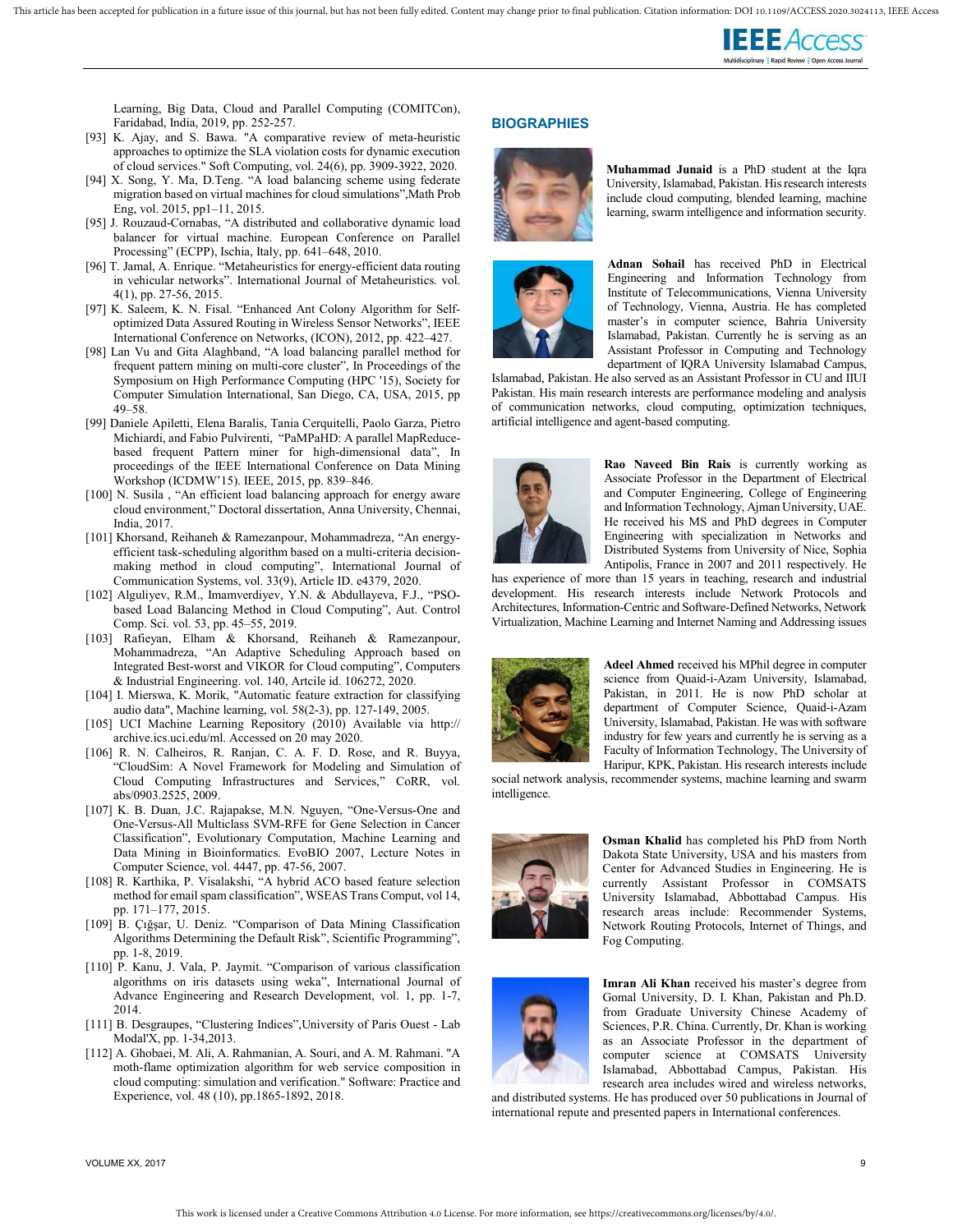Learning, Big Data, Cloud and Parallel Computing (COMITCon), Faridabad, India, 2019, pp. 252-257.

[93] K. Ajay, and S. Bawa. "A comparative review of meta-heuristic approaches to optimize the SLA violation costs for dynamic execution of cloud services." Soft Computing, vol. 24(6), pp. 3909-3922, 2020.

[94] X. Song, Y. Ma, D.Teng. "A load balancing scheme using federate migration based on virtual machines for cloud simulations",Math Prob Eng, vol. 2015, pp1–11, 2015.

[95] J. Rouzaud-Cornabas, "A distributed and collaborative dynamic load balancer for virtual machine. European Conference on Parallel Processing" (ECPP), Ischia, Italy, pp. 641–648, 2010.

[96] T. Jamal, A. Enrique. "Metaheuristics for energy-efficient data routing in vehicular networks". International Journal of Metaheuristics. vol. 4(1), pp. 27-56, 2015.

[97] K. Saleem, K. N. Fisal. "Enhanced Ant Colony Algorithm for Self-optimized Data Assured Routing in Wireless Sensor Networks", IEEE International Conference on Networks, (ICON), 2012, pp. 422–427.

[98] Lan Vu and Gita Alaghband, "A load balancing parallel method for frequent pattern mining on multi-core cluster", In Proceedings of the Symposium on High Performance Computing (HPC '15), Society for Computer Simulation International, San Diego, CA, USA, 2015, pp 49–58.

[99] Daniele Apiletti, Elena Baralis, Tania Cerquitelli, Paolo Garza, Pietro Michiardi, and Fabio Pulvirenti, "PaMPaHD: A parallel MapReduce-based frequent Pattern miner for high-dimensional data", In proceedings of the IEEE International Conference on Data Mining Workshop (ICDMW'15). IEEE, 2015, pp. 839–846.

[100] N. Susila , "An efficient load balancing approach for energy aware cloud environment," Doctoral dissertation, Anna University, Chennai, India, 2017.

[101] Khorsand, Reihaneh & Ramezanpour, Mohammadreza, "An energy-efficient task-scheduling algorithm based on a multi-criteria decision-making method in cloud computing", International Journal of Communication Systems, vol. 33(9), Article ID. e4379, 2020.

[102] Alguliyev, R.M., Imamverdiyev, Y.N. & Abdullayeva, F.J., "PSO-based Load Balancing Method in Cloud Computing", Aut. Control Comp. Sci. vol. 53, pp. 45–55, 2019.

[103] Rafieyan, Elham & Khorsand, Reihaneh & Ramezanpour, Mohammadreza, "An Adaptive Scheduling Approach based on Integrated Best-worst and VIKOR for Cloud computing", Computers & Industrial Engineering. vol. 140, Artcile id. 106272, 2020.

[104] I. Mierswa, K. Morik, "Automatic feature extraction for classifying audio data", Machine learning, vol. 58(2-3), pp. 127-149, 2005.

[105] UCI Machine Learning Repository (2010) Available via http:// archive.ics.uci.edu/ml. Accessed on 20 may 2020.

[106] R. N. Calheiros, R. Ranjan, C. A. F. D. Rose, and R. Buyya, "CloudSim: A Novel Framework for Modeling and Simulation of Cloud Computing Infrastructures and Services," CoRR, vol. abs/0903.2525, 2009.

[107] K. B. Duan, J.C. Rajapakse, M.N. Nguyen, "One-Versus-One and One-Versus-All Multiclass SVM-RFE for Gene Selection in Cancer Classification", Evolutionary Computation, Machine Learning and Data Mining in Bioinformatics. EvoBIO 2007, Lecture Notes in Computer Science, vol. 4447, pp. 47-56, 2007.

[108] R. Karthika, P. Visalakshi, "A hybrid ACO based feature selection method for email spam classification", WSEAS Trans Comput, vol 14, pp. 171–177, 2015.

[109] B. Çığşar, U. Deniz. "Comparison of Data Mining Classification Algorithms Determining the Default Risk", Scientific Programming", pp. 1-8, 2019.

[110] P. Kanu, J. Vala, P. Jaymit. "Comparison of various classification algorithms on iris datasets using weka", International Journal of Advance Engineering and Research Development, vol. 1, pp. 1-7, 2014.

[111] B. Desgraupes, "Clustering Indices",University of Paris Ouest - Lab Modal'X, pp. 1-34,2013.

[112] A. Ghobaei, M. Ali, A. Rahmanian, A. Souri, and A. M. Rahmani. "A moth-flame optimization algorithm for web service composition in cloud computing: simulation and verification." Software: Practice and Experience, vol. 48 (10), pp.1865-1892, 2018.

## BIOGRAPHIES

**Muhammad Junaid** is a PhD student at the Iqra University, Islamabad, Pakistan. His research interests include cloud computing, blended learning, machine learning, swarm intelligence and information security.

**Adnan Sohail** has received PhD in Electrical Engineering and Information Technology from Institute of Telecommunications, Vienna University of Technology, Vienna, Austria. He has completed master's in computer science, Bahria University Islamabad, Pakistan. Currently he is serving as an Assistant Professor in Computing and Technology department of IQRA University Islamabad Campus, Islamabad, Pakistan. He also served as an Assistant Professor in CU and IIUI Pakistan. His main research interests are performance modeling and analysis of communication networks, cloud computing, optimization techniques, artificial intelligence and agent-based computing.

**Rao Naveed Bin Rais** is currently working as Associate Professor in the Department of Electrical and Computer Engineering, College of Engineering and Information Technology, Ajman University, UAE. He received his MS and PhD degrees in Computer Engineering with specialization in Networks and Distributed Systems from University of Nice, Sophia Antipolis, France in 2007 and 2011 respectively. He has experience of more than 15 years in teaching, research and industrial development. His research interests include Network Protocols and Architectures, Information-Centric and Software-Defined Networks, Network Virtualization, Machine Learning and Internet Naming and Addressing issues

**Adeel Ahmed** received his MPhil degree in computer science from Quaid-i-Azam University, Islamabad, Pakistan, in 2011. He is now PhD scholar at department of Computer Science, Quaid-i-Azam University, Islamabad, Pakistan. He was with software industry for few years and currently he is serving as a Faculty of Information Technology, The University of Haripur, KPK, Pakistan. His research interests include social network analysis, recommender systems, machine learning and swarm intelligence.

**Osman Khalid** has completed his PhD from North Dakota State University, USA and his masters from Center for Advanced Studies in Engineering. He is currently Assistant Professor in COMSATS University Islamabad, Abbottabad Campus. His research areas include: Recommender Systems, Network Routing Protocols, Internet of Things, and Fog Computing.

**Imran Ali Khan** received his master's degree from Gomal University, D. I. Khan, Pakistan and Ph.D. from Graduate University Chinese Academy of Sciences, P.R. China. Currently, Dr. Khan is working as an Associate Professor in the department of computer science at COMSATS University Islamabad, Abbottabad Campus, Pakistan. His research area includes wired and wireless networks, and distributed systems. He has produced over 50 publications in Journal of international repute and presented papers in International conferences.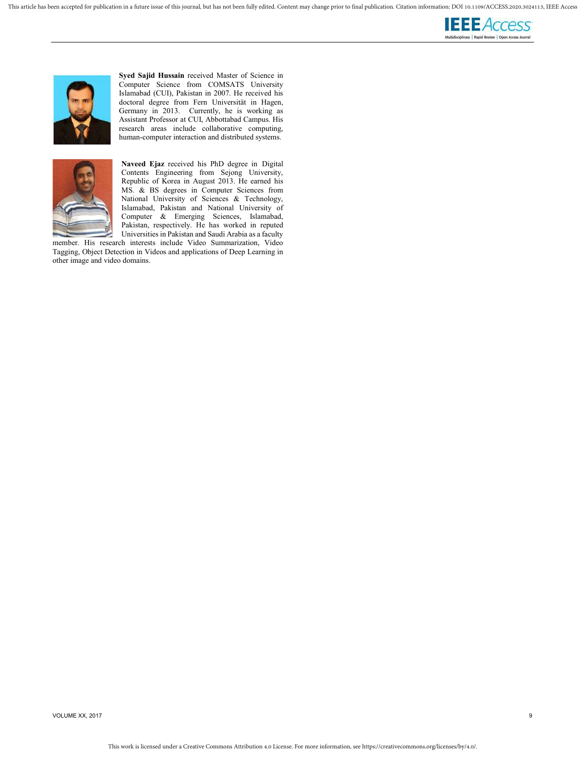**Syed Sajid Hussain** received Master of Science in Computer Science from COMSATS University Islamabad (CUI), Pakistan in 2007. He received his doctoral degree from Fern Universität in Hagen, Germany in 2013. Currently, he is working as Assistant Professor at CUI, Abbottabad Campus. His research areas include collaborative computing, human-computer interaction and distributed systems.

**Naveed Ejaz** received his PhD degree in Digital Contents Engineering from Sejong University, Republic of Korea in August 2013. He earned his MS. & BS degrees in Computer Sciences from National University of Sciences & Technology, Islamabad, Pakistan and National University of Computer & Emerging Sciences, Islamabad, Pakistan, respectively. He has worked in reputed Universities in Pakistan and Saudi Arabia as a faculty member. His research interests include Video Summarization, Video Tagging, Object Detection in Videos and applications of Deep Learning in other image and video domains.